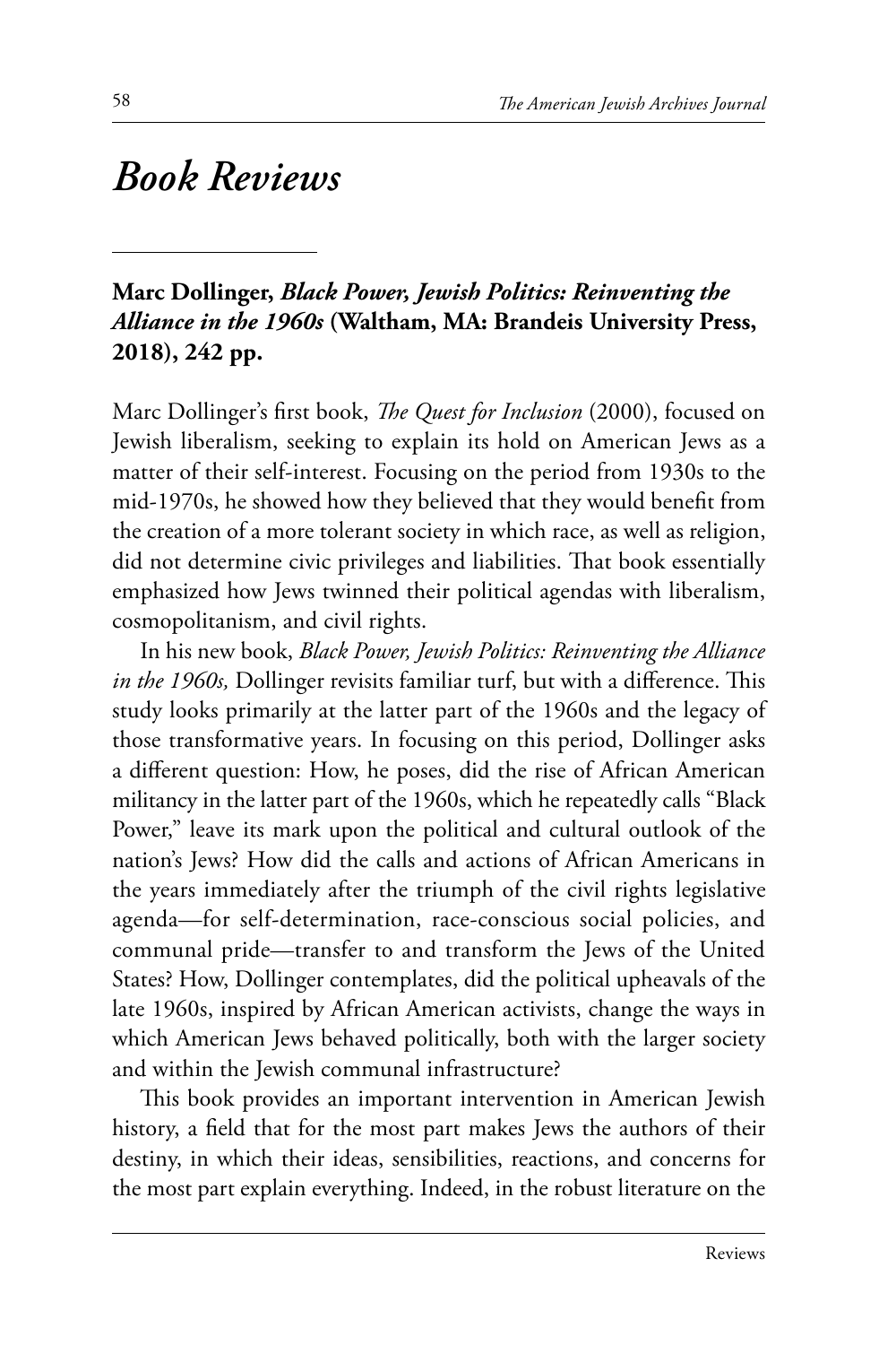# *Book Reviews*

**Marc Dollinger, *Black Power, Jewish Politics: Reinventing the Alliance in the 1960s* (Waltham, MA: Brandeis University Press, 2018), 242 pp.**

Marc Dollinger's first book, *The Quest for Inclusion* (2000), focused on Jewish liberalism, seeking to explain its hold on American Jews as a matter of their self-interest. Focusing on the period from 1930s to the mid-1970s, he showed how they believed that they would benefit from the creation of a more tolerant society in which race, as well as religion, did not determine civic privileges and liabilities. That book essentially emphasized how Jews twinned their political agendas with liberalism, cosmopolitanism, and civil rights.

In his new book, *Black Power, Jewish Politics: Reinventing the Alliance in the 1960s,* Dollinger revisits familiar turf, but with a difference. This study looks primarily at the latter part of the 1960s and the legacy of those transformative years. In focusing on this period, Dollinger asks a different question: How, he poses, did the rise of African American militancy in the latter part of the 1960s, which he repeatedly calls "Black Power," leave its mark upon the political and cultural outlook of the nation's Jews? How did the calls and actions of African Americans in the years immediately after the triumph of the civil rights legislative agenda—for self-determination, race-conscious social policies, and communal pride—transfer to and transform the Jews of the United States? How, Dollinger contemplates, did the political upheavals of the late 1960s, inspired by African American activists, change the ways in which American Jews behaved politically, both with the larger society and within the Jewish communal infrastructure?

This book provides an important intervention in American Jewish history, a field that for the most part makes Jews the authors of their destiny, in which their ideas, sensibilities, reactions, and concerns for the most part explain everything. Indeed, in the robust literature on the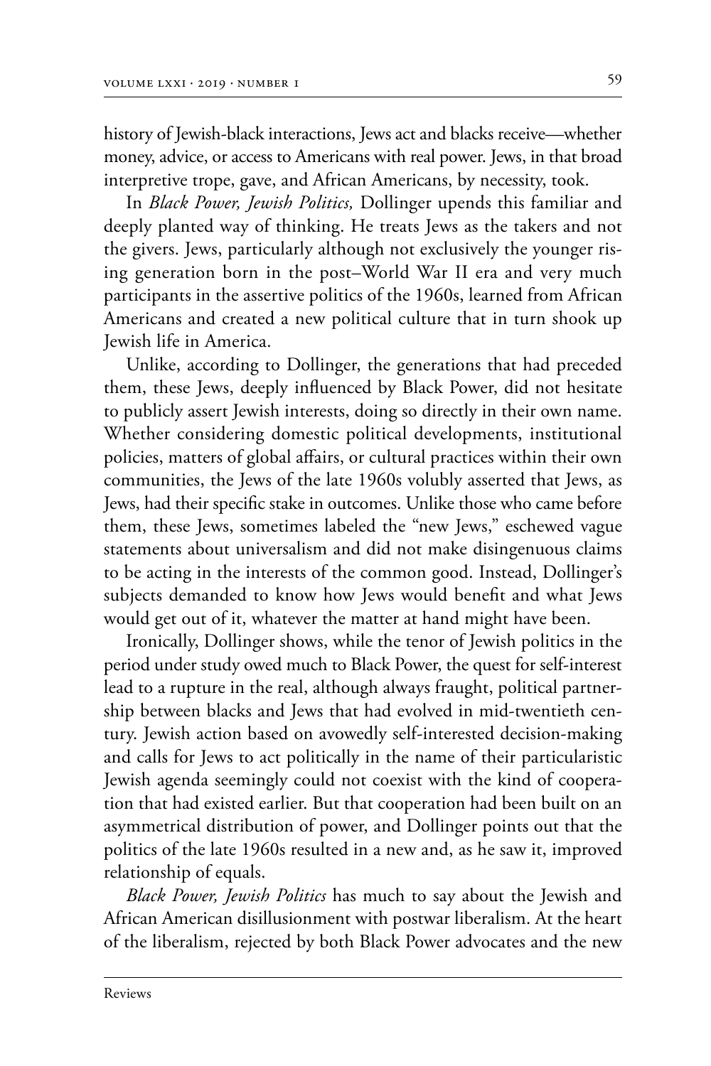history of Jewish-black interactions, Jews act and blacks receive—whether money, advice, or access to Americans with real power. Jews, in that broad interpretive trope, gave, and African Americans, by necessity, took.

In *Black Power, Jewish Politics,* Dollinger upends this familiar and deeply planted way of thinking. He treats Jews as the takers and not the givers. Jews, particularly although not exclusively the younger rising generation born in the post–World War II era and very much participants in the assertive politics of the 1960s, learned from African Americans and created a new political culture that in turn shook up Jewish life in America.

Unlike, according to Dollinger, the generations that had preceded them, these Jews, deeply influenced by Black Power, did not hesitate to publicly assert Jewish interests, doing so directly in their own name. Whether considering domestic political developments, institutional policies, matters of global affairs, or cultural practices within their own communities, the Jews of the late 1960s volubly asserted that Jews, as Jews, had their specific stake in outcomes. Unlike those who came before them, these Jews, sometimes labeled the "new Jews," eschewed vague statements about universalism and did not make disingenuous claims to be acting in the interests of the common good. Instead, Dollinger's subjects demanded to know how Jews would benefit and what Jews would get out of it, whatever the matter at hand might have been.

Ironically, Dollinger shows, while the tenor of Jewish politics in the period under study owed much to Black Power, the quest for self-interest lead to a rupture in the real, although always fraught, political partnership between blacks and Jews that had evolved in mid-twentieth century. Jewish action based on avowedly self-interested decision-making and calls for Jews to act politically in the name of their particularistic Jewish agenda seemingly could not coexist with the kind of cooperation that had existed earlier. But that cooperation had been built on an asymmetrical distribution of power, and Dollinger points out that the politics of the late 1960s resulted in a new and, as he saw it, improved relationship of equals.

*Black Power, Jewish Politics* has much to say about the Jewish and African American disillusionment with postwar liberalism. At the heart of the liberalism, rejected by both Black Power advocates and the new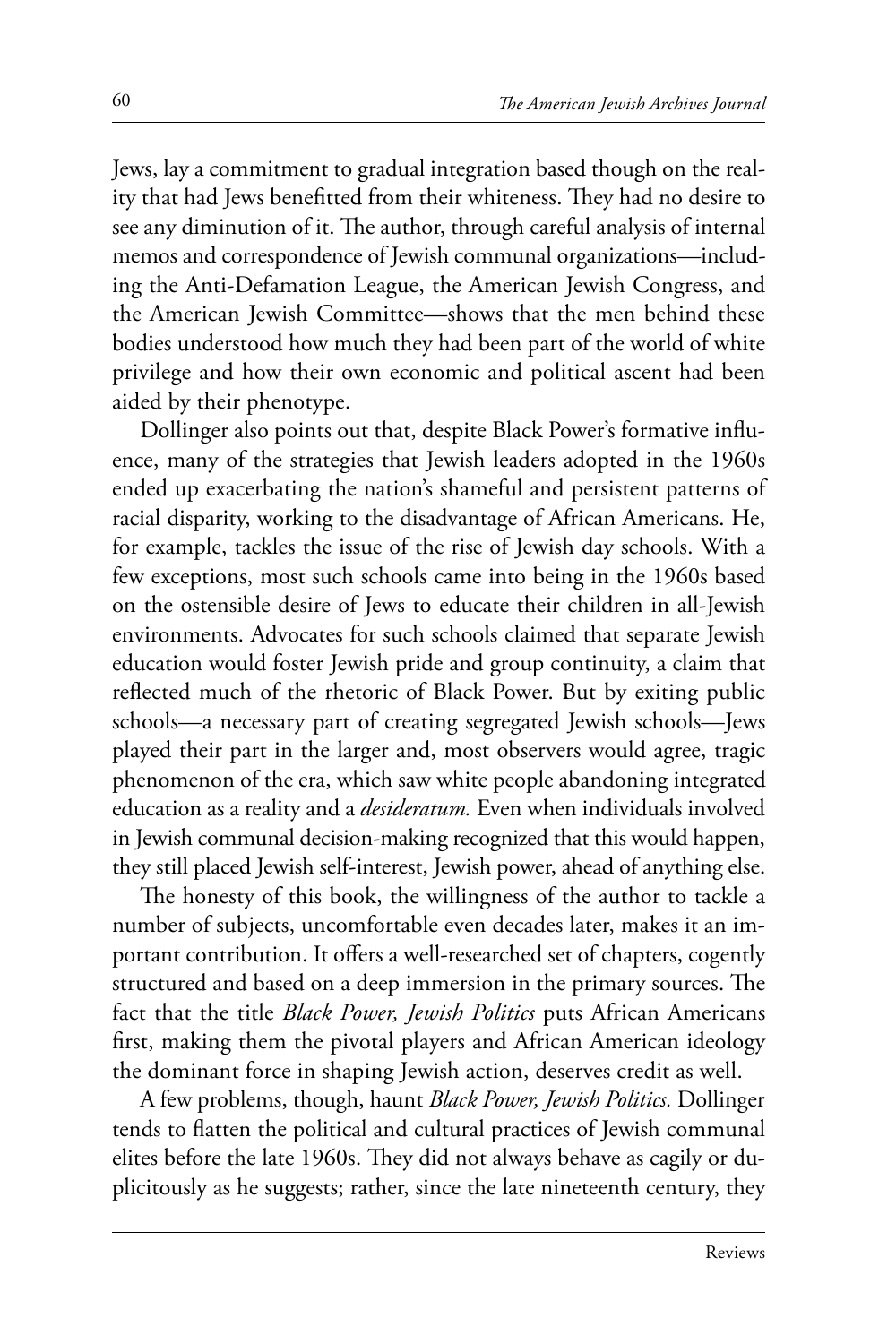Jews, lay a commitment to gradual integration based though on the reality that had Jews benefitted from their whiteness. They had no desire to see any diminution of it. The author, through careful analysis of internal memos and correspondence of Jewish communal organizations—including the Anti-Defamation League, the American Jewish Congress, and the American Jewish Committee—shows that the men behind these bodies understood how much they had been part of the world of white privilege and how their own economic and political ascent had been aided by their phenotype.

Dollinger also points out that, despite Black Power's formative influence, many of the strategies that Jewish leaders adopted in the 1960s ended up exacerbating the nation's shameful and persistent patterns of racial disparity, working to the disadvantage of African Americans. He, for example, tackles the issue of the rise of Jewish day schools. With a few exceptions, most such schools came into being in the 1960s based on the ostensible desire of Jews to educate their children in all-Jewish environments. Advocates for such schools claimed that separate Jewish education would foster Jewish pride and group continuity, a claim that reflected much of the rhetoric of Black Power. But by exiting public schools—a necessary part of creating segregated Jewish schools—Jews played their part in the larger and, most observers would agree, tragic phenomenon of the era, which saw white people abandoning integrated education as a reality and a *desideratum.* Even when individuals involved in Jewish communal decision-making recognized that this would happen, they still placed Jewish self-interest, Jewish power, ahead of anything else.

The honesty of this book, the willingness of the author to tackle a number of subjects, uncomfortable even decades later, makes it an important contribution. It offers a well-researched set of chapters, cogently structured and based on a deep immersion in the primary sources. The fact that the title *Black Power, Jewish Politics* puts African Americans first, making them the pivotal players and African American ideology the dominant force in shaping Jewish action, deserves credit as well.

A few problems, though, haunt *Black Power, Jewish Politics.* Dollinger tends to flatten the political and cultural practices of Jewish communal elites before the late 1960s. They did not always behave as cagily or duplicitously as he suggests; rather, since the late nineteenth century, they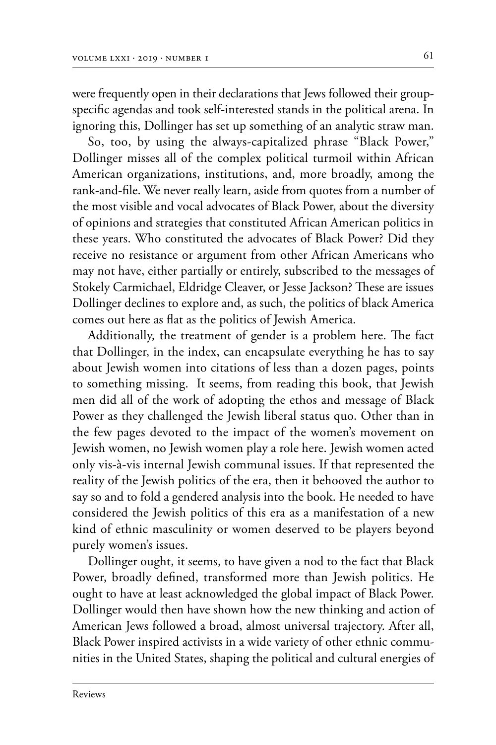were frequently open in their declarations that Jews followed their group-specific agendas and took self-interested stands in the political arena. In ignoring this, Dollinger has set up something of an analytic straw man.

So, too, by using the always-capitalized phrase "Black Power," Dollinger misses all of the complex political turmoil within African American organizations, institutions, and, more broadly, among the rank-and-file. We never really learn, aside from quotes from a number of the most visible and vocal advocates of Black Power, about the diversity of opinions and strategies that constituted African American politics in these years. Who constituted the advocates of Black Power? Did they receive no resistance or argument from other African Americans who may not have, either partially or entirely, subscribed to the messages of Stokely Carmichael, Eldridge Cleaver, or Jesse Jackson? These are issues Dollinger declines to explore and, as such, the politics of black America comes out here as flat as the politics of Jewish America.

Additionally, the treatment of gender is a problem here. The fact that Dollinger, in the index, can encapsulate everything he has to say about Jewish women into citations of less than a dozen pages, points to something missing. It seems, from reading this book, that Jewish men did all of the work of adopting the ethos and message of Black Power as they challenged the Jewish liberal status quo. Other than in the few pages devoted to the impact of the women's movement on Jewish women, no Jewish women play a role here. Jewish women acted only vis-à-vis internal Jewish communal issues. If that represented the reality of the Jewish politics of the era, then it behooved the author to say so and to fold a gendered analysis into the book. He needed to have considered the Jewish politics of this era as a manifestation of a new kind of ethnic masculinity or women deserved to be players beyond purely women's issues.

Dollinger ought, it seems, to have given a nod to the fact that Black Power, broadly defined, transformed more than Jewish politics. He ought to have at least acknowledged the global impact of Black Power. Dollinger would then have shown how the new thinking and action of American Jews followed a broad, almost universal trajectory. After all, Black Power inspired activists in a wide variety of other ethnic communities in the United States, shaping the political and cultural energies of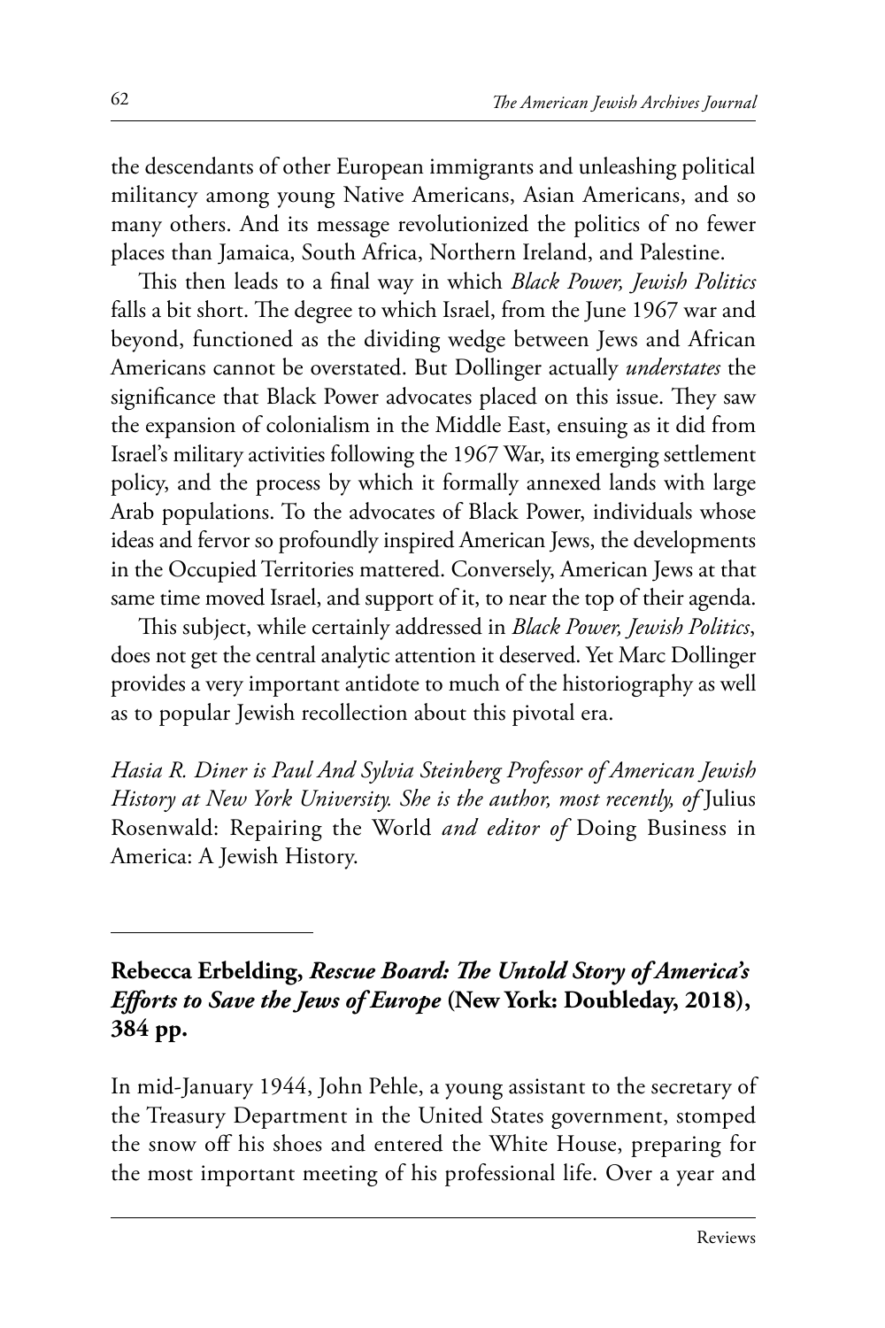the descendants of other European immigrants and unleashing political militancy among young Native Americans, Asian Americans, and so many others. And its message revolutionized the politics of no fewer places than Jamaica, South Africa, Northern Ireland, and Palestine.

This then leads to a final way in which *Black Power, Jewish Politics* falls a bit short. The degree to which Israel, from the June 1967 war and beyond, functioned as the dividing wedge between Jews and African Americans cannot be overstated. But Dollinger actually *understates* the significance that Black Power advocates placed on this issue. They saw the expansion of colonialism in the Middle East, ensuing as it did from Israel's military activities following the 1967 War, its emerging settlement policy, and the process by which it formally annexed lands with large Arab populations. To the advocates of Black Power, individuals whose ideas and fervor so profoundly inspired American Jews, the developments in the Occupied Territories mattered. Conversely, American Jews at that same time moved Israel, and support of it, to near the top of their agenda.

This subject, while certainly addressed in *Black Power, Jewish Politics*, does not get the central analytic attention it deserved. Yet Marc Dollinger provides a very important antidote to much of the historiography as well as to popular Jewish recollection about this pivotal era.

*Hasia R. Diner is Paul And Sylvia Steinberg Professor of American Jewish History at New York University. She is the author, most recently, of* Julius Rosenwald: Repairing the World *and editor of* Doing Business in America: A Jewish History.

---

**Rebecca Erbelding, *Rescue Board: The Untold Story of America's Efforts to Save the Jews of Europe* (New York: Doubleday, 2018), 384 pp.**

In mid-January 1944, John Pehle, a young assistant to the secretary of the Treasury Department in the United States government, stomped the snow off his shoes and entered the White House, preparing for the most important meeting of his professional life. Over a year and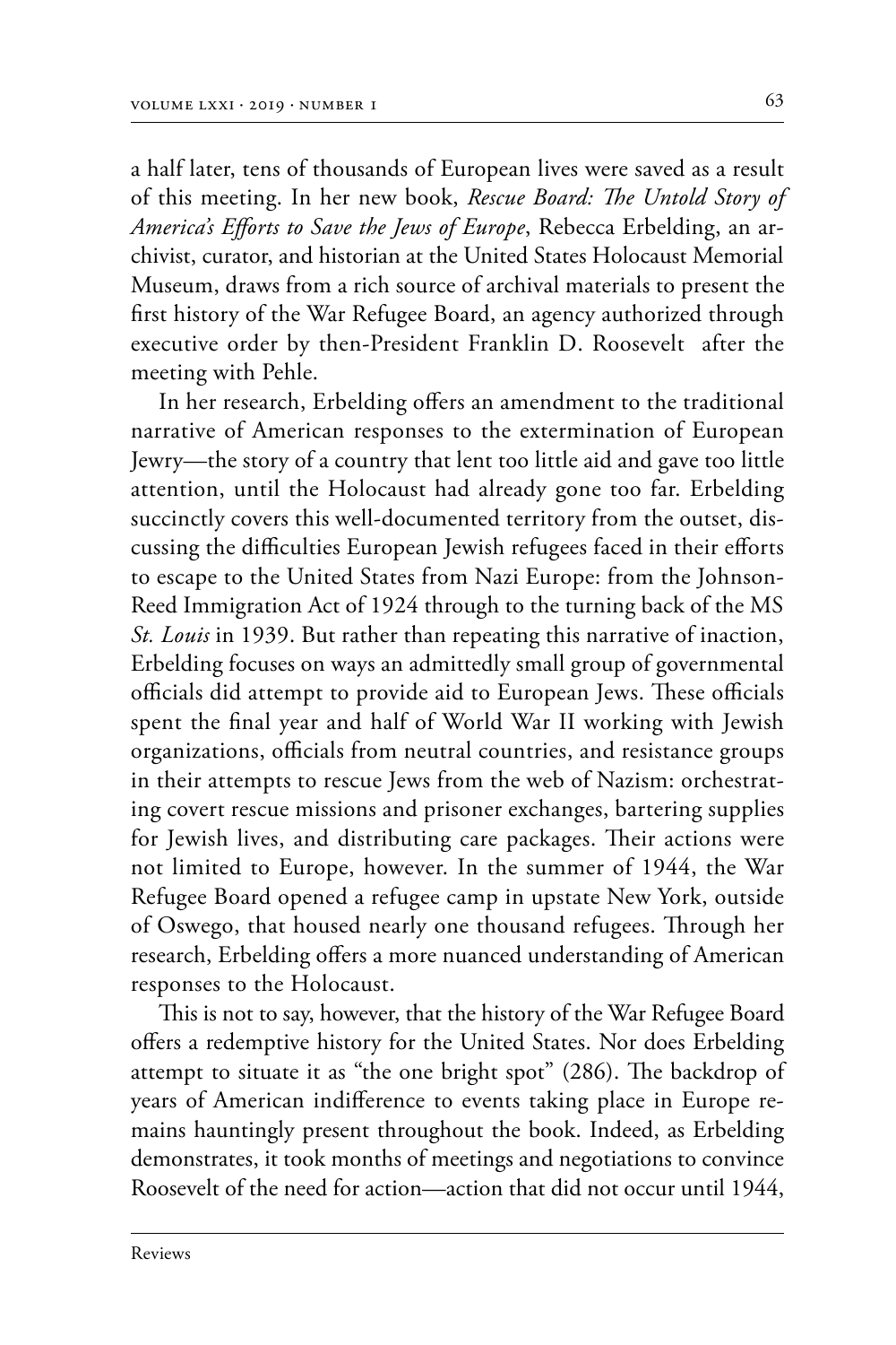a half later, tens of thousands of European lives were saved as a result of this meeting. In her new book, *Rescue Board: The Untold Story of America's Efforts to Save the Jews of Europe*, Rebecca Erbelding, an archivist, curator, and historian at the United States Holocaust Memorial Museum, draws from a rich source of archival materials to present the first history of the War Refugee Board, an agency authorized through executive order by then-President Franklin D. Roosevelt after the meeting with Pehle.

In her research, Erbelding offers an amendment to the traditional narrative of American responses to the extermination of European Jewry—the story of a country that lent too little aid and gave too little attention, until the Holocaust had already gone too far. Erbelding succinctly covers this well-documented territory from the outset, discussing the difficulties European Jewish refugees faced in their efforts to escape to the United States from Nazi Europe: from the Johnson-Reed Immigration Act of 1924 through to the turning back of the MS *St. Louis* in 1939. But rather than repeating this narrative of inaction, Erbelding focuses on ways an admittedly small group of governmental officials did attempt to provide aid to European Jews. These officials spent the final year and half of World War II working with Jewish organizations, officials from neutral countries, and resistance groups in their attempts to rescue Jews from the web of Nazism: orchestrating covert rescue missions and prisoner exchanges, bartering supplies for Jewish lives, and distributing care packages. Their actions were not limited to Europe, however. In the summer of 1944, the War Refugee Board opened a refugee camp in upstate New York, outside of Oswego, that housed nearly one thousand refugees. Through her research, Erbelding offers a more nuanced understanding of American responses to the Holocaust.

This is not to say, however, that the history of the War Refugee Board offers a redemptive history for the United States. Nor does Erbelding attempt to situate it as "the one bright spot" (286). The backdrop of years of American indifference to events taking place in Europe remains hauntingly present throughout the book. Indeed, as Erbelding demonstrates, it took months of meetings and negotiations to convince Roosevelt of the need for action—action that did not occur until 1944,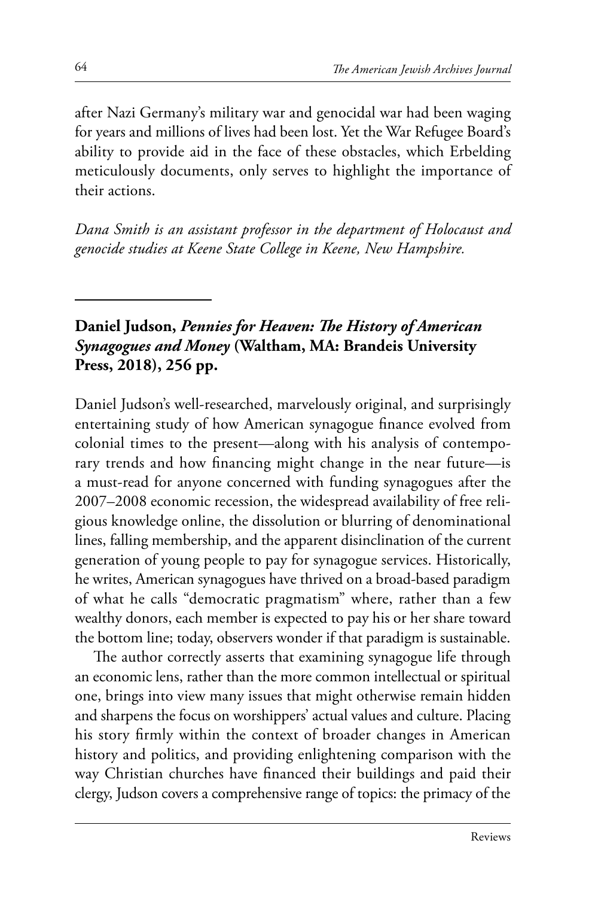after Nazi Germany's military war and genocidal war had been waging for years and millions of lives had been lost. Yet the War Refugee Board's ability to provide aid in the face of these obstacles, which Erbelding meticulously documents, only serves to highlight the importance of their actions.

*Dana Smith is an assistant professor in the department of Holocaust and genocide studies at Keene State College in Keene, New Hampshire.*

---

**Daniel Judson, *Pennies for Heaven: The History of American Synagogues and Money* (Waltham, MA: Brandeis University Press, 2018), 256 pp.**

Daniel Judson's well-researched, marvelously original, and surprisingly entertaining study of how American synagogue finance evolved from colonial times to the present—along with his analysis of contemporary trends and how financing might change in the near future—is a must-read for anyone concerned with funding synagogues after the 2007–2008 economic recession, the widespread availability of free religious knowledge online, the dissolution or blurring of denominational lines, falling membership, and the apparent disinclination of the current generation of young people to pay for synagogue services. Historically, he writes, American synagogues have thrived on a broad-based paradigm of what he calls "democratic pragmatism" where, rather than a few wealthy donors, each member is expected to pay his or her share toward the bottom line; today, observers wonder if that paradigm is sustainable.

The author correctly asserts that examining synagogue life through an economic lens, rather than the more common intellectual or spiritual one, brings into view many issues that might otherwise remain hidden and sharpens the focus on worshippers' actual values and culture. Placing his story firmly within the context of broader changes in American history and politics, and providing enlightening comparison with the way Christian churches have financed their buildings and paid their clergy, Judson covers a comprehensive range of topics: the primacy of the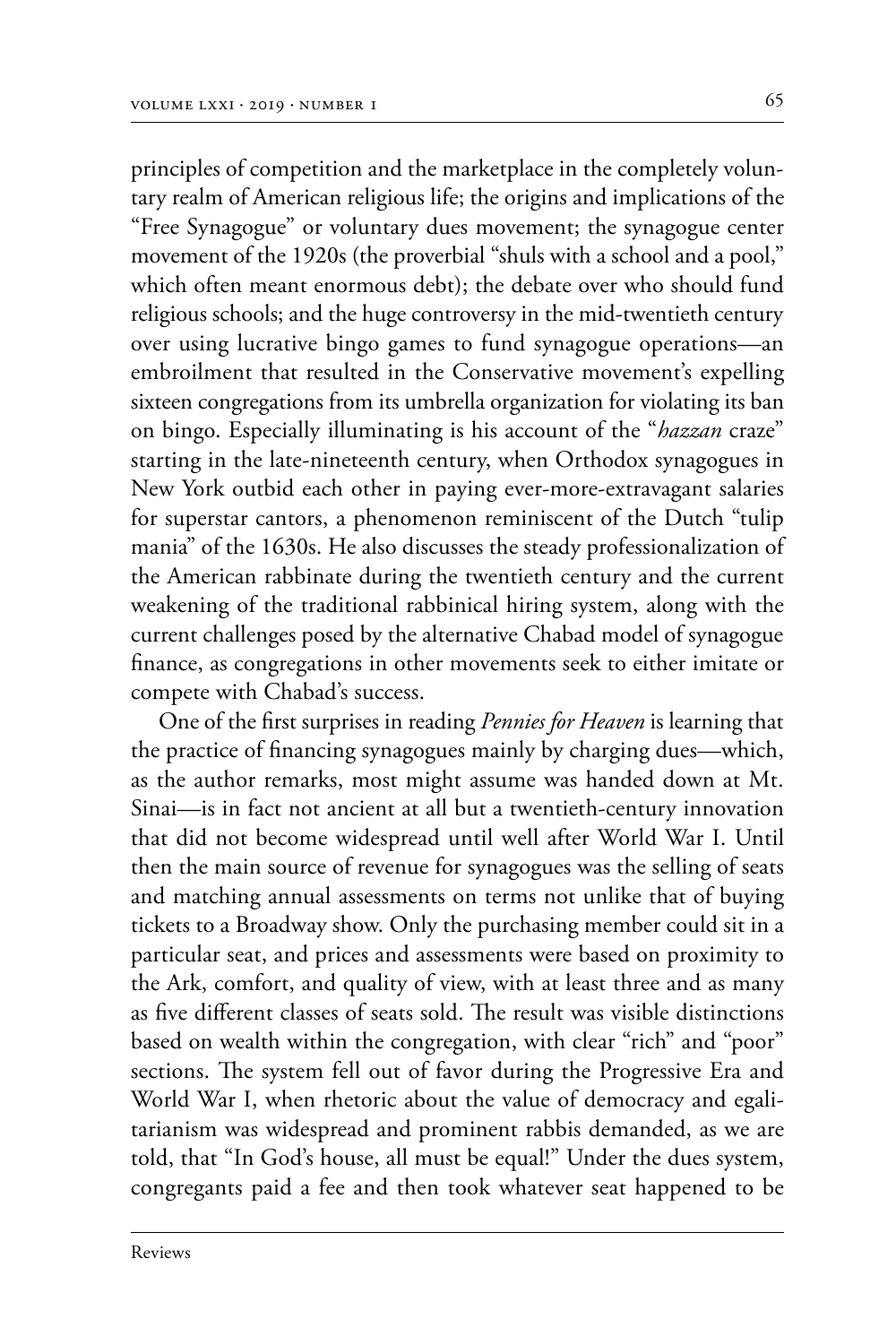principles of competition and the marketplace in the completely voluntary realm of American religious life; the origins and implications of the "Free Synagogue" or voluntary dues movement; the synagogue center movement of the 1920s (the proverbial "shuls with a school and a pool," which often meant enormous debt); the debate over who should fund religious schools; and the huge controversy in the mid-twentieth century over using lucrative bingo games to fund synagogue operations—an embroilment that resulted in the Conservative movement's expelling sixteen congregations from its umbrella organization for violating its ban on bingo. Especially illuminating is his account of the "*hazzan* craze" starting in the late-nineteenth century, when Orthodox synagogues in New York outbid each other in paying ever-more-extravagant salaries for superstar cantors, a phenomenon reminiscent of the Dutch "tulip mania" of the 1630s. He also discusses the steady professionalization of the American rabbinate during the twentieth century and the current weakening of the traditional rabbinical hiring system, along with the current challenges posed by the alternative Chabad model of synagogue finance, as congregations in other movements seek to either imitate or compete with Chabad's success.

One of the first surprises in reading *Pennies for Heaven* is learning that the practice of financing synagogues mainly by charging dues—which, as the author remarks, most might assume was handed down at Mt. Sinai—is in fact not ancient at all but a twentieth-century innovation that did not become widespread until well after World War I. Until then the main source of revenue for synagogues was the selling of seats and matching annual assessments on terms not unlike that of buying tickets to a Broadway show. Only the purchasing member could sit in a particular seat, and prices and assessments were based on proximity to the Ark, comfort, and quality of view, with at least three and as many as five different classes of seats sold. The result was visible distinctions based on wealth within the congregation, with clear "rich" and "poor" sections. The system fell out of favor during the Progressive Era and World War I, when rhetoric about the value of democracy and egalitarianism was widespread and prominent rabbis demanded, as we are told, that "In God's house, all must be equal!" Under the dues system, congregants paid a fee and then took whatever seat happened to be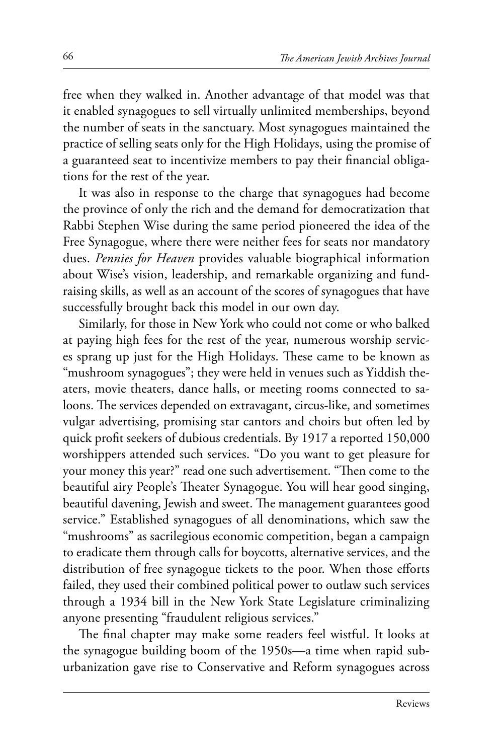free when they walked in. Another advantage of that model was that it enabled synagogues to sell virtually unlimited memberships, beyond the number of seats in the sanctuary. Most synagogues maintained the practice of selling seats only for the High Holidays, using the promise of a guaranteed seat to incentivize members to pay their financial obligations for the rest of the year.

It was also in response to the charge that synagogues had become the province of only the rich and the demand for democratization that Rabbi Stephen Wise during the same period pioneered the idea of the Free Synagogue, where there were neither fees for seats nor mandatory dues. *Pennies for Heaven* provides valuable biographical information about Wise's vision, leadership, and remarkable organizing and fundraising skills, as well as an account of the scores of synagogues that have successfully brought back this model in our own day.

Similarly, for those in New York who could not come or who balked at paying high fees for the rest of the year, numerous worship services sprang up just for the High Holidays. These came to be known as "mushroom synagogues"; they were held in venues such as Yiddish theaters, movie theaters, dance halls, or meeting rooms connected to saloons. The services depended on extravagant, circus-like, and sometimes vulgar advertising, promising star cantors and choirs but often led by quick profit seekers of dubious credentials. By 1917 a reported 150,000 worshippers attended such services. "Do you want to get pleasure for your money this year?" read one such advertisement. "Then come to the beautiful airy People's Theater Synagogue. You will hear good singing, beautiful davening, Jewish and sweet. The management guarantees good service." Established synagogues of all denominations, which saw the "mushrooms" as sacrilegious economic competition, began a campaign to eradicate them through calls for boycotts, alternative services, and the distribution of free synagogue tickets to the poor. When those efforts failed, they used their combined political power to outlaw such services through a 1934 bill in the New York State Legislature criminalizing anyone presenting "fraudulent religious services."

The final chapter may make some readers feel wistful. It looks at the synagogue building boom of the 1950s—a time when rapid suburbanization gave rise to Conservative and Reform synagogues across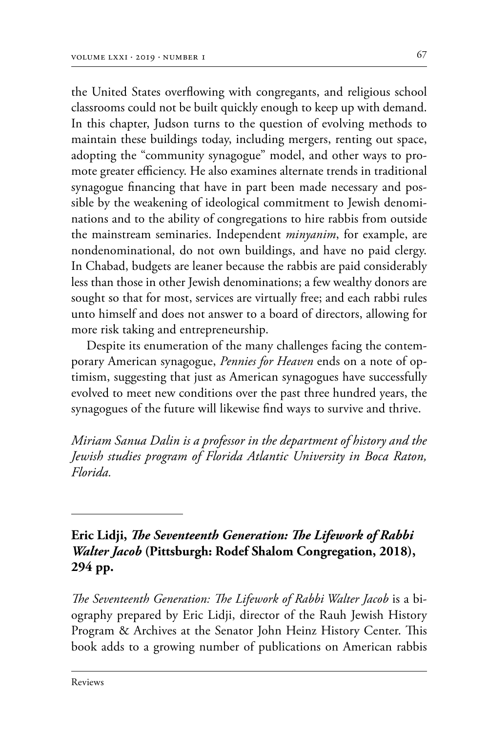the United States overflowing with congregants, and religious school classrooms could not be built quickly enough to keep up with demand. In this chapter, Judson turns to the question of evolving methods to maintain these buildings today, including mergers, renting out space, adopting the "community synagogue" model, and other ways to promote greater efficiency. He also examines alternate trends in traditional synagogue financing that have in part been made necessary and possible by the weakening of ideological commitment to Jewish denominations and to the ability of congregations to hire rabbis from outside the mainstream seminaries. Independent *minyanim*, for example, are nondenominational, do not own buildings, and have no paid clergy. In Chabad, budgets are leaner because the rabbis are paid considerably less than those in other Jewish denominations; a few wealthy donors are sought so that for most, services are virtually free; and each rabbi rules unto himself and does not answer to a board of directors, allowing for more risk taking and entrepreneurship.

Despite its enumeration of the many challenges facing the contemporary American synagogue, *Pennies for Heaven* ends on a note of optimism, suggesting that just as American synagogues have successfully evolved to meet new conditions over the past three hundred years, the synagogues of the future will likewise find ways to survive and thrive.

*Miriam Sanua Dalin is a professor in the department of history and the Jewish studies program of Florida Atlantic University in Boca Raton, Florida.*

---

**Eric Lidji, *The Seventeenth Generation: The Lifework of Rabbi Walter Jacob* (Pittsburgh: Rodef Shalom Congregation, 2018), 294 pp.**

*The Seventeenth Generation: The Lifework of Rabbi Walter Jacob* is a biography prepared by Eric Lidji, director of the Rauh Jewish History Program & Archives at the Senator John Heinz History Center. This book adds to a growing number of publications on American rabbis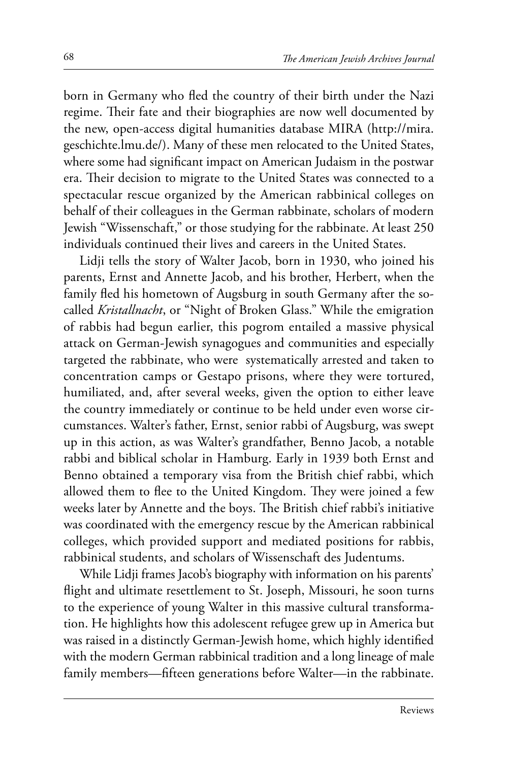born in Germany who fled the country of their birth under the Nazi regime. Their fate and their biographies are now well documented by the new, open-access digital humanities database MIRA (http://mira.geschichte.lmu.de/). Many of these men relocated to the United States, where some had significant impact on American Judaism in the postwar era. Their decision to migrate to the United States was connected to a spectacular rescue organized by the American rabbinical colleges on behalf of their colleagues in the German rabbinate, scholars of modern Jewish "Wissenschaft," or those studying for the rabbinate. At least 250 individuals continued their lives and careers in the United States.

Lidji tells the story of Walter Jacob, born in 1930, who joined his parents, Ernst and Annette Jacob, and his brother, Herbert, when the family fled his hometown of Augsburg in south Germany after the so-called *Kristallnacht*, or "Night of Broken Glass." While the emigration of rabbis had begun earlier, this pogrom entailed a massive physical attack on German-Jewish synagogues and communities and especially targeted the rabbinate, who were systematically arrested and taken to concentration camps or Gestapo prisons, where they were tortured, humiliated, and, after several weeks, given the option to either leave the country immediately or continue to be held under even worse circumstances. Walter's father, Ernst, senior rabbi of Augsburg, was swept up in this action, as was Walter's grandfather, Benno Jacob, a notable rabbi and biblical scholar in Hamburg. Early in 1939 both Ernst and Benno obtained a temporary visa from the British chief rabbi, which allowed them to flee to the United Kingdom. They were joined a few weeks later by Annette and the boys. The British chief rabbi's initiative was coordinated with the emergency rescue by the American rabbinical colleges, which provided support and mediated positions for rabbis, rabbinical students, and scholars of Wissenschaft des Judentums.

While Lidji frames Jacob's biography with information on his parents' flight and ultimate resettlement to St. Joseph, Missouri, he soon turns to the experience of young Walter in this massive cultural transformation. He highlights how this adolescent refugee grew up in America but was raised in a distinctly German-Jewish home, which highly identified with the modern German rabbinical tradition and a long lineage of male family members—fifteen generations before Walter—in the rabbinate.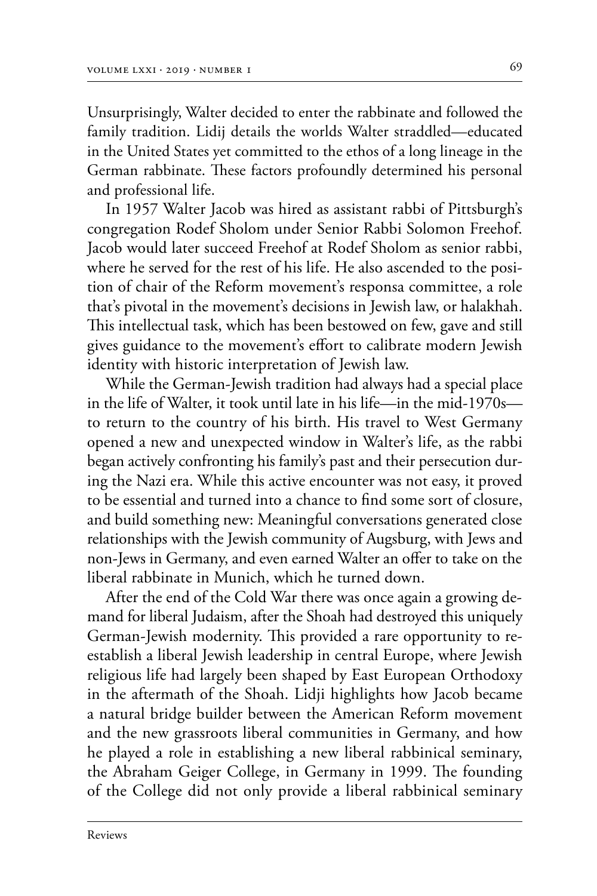Unsurprisingly, Walter decided to enter the rabbinate and followed the family tradition. Lidij details the worlds Walter straddled—educated in the United States yet committed to the ethos of a long lineage in the German rabbinate. These factors profoundly determined his personal and professional life.

In 1957 Walter Jacob was hired as assistant rabbi of Pittsburgh's congregation Rodef Sholom under Senior Rabbi Solomon Freehof. Jacob would later succeed Freehof at Rodef Sholom as senior rabbi, where he served for the rest of his life. He also ascended to the position of chair of the Reform movement's responsa committee, a role that's pivotal in the movement's decisions in Jewish law, or halakhah. This intellectual task, which has been bestowed on few, gave and still gives guidance to the movement's effort to calibrate modern Jewish identity with historic interpretation of Jewish law.

While the German-Jewish tradition had always had a special place in the life of Walter, it took until late in his life—in the mid-1970s—to return to the country of his birth. His travel to West Germany opened a new and unexpected window in Walter's life, as the rabbi began actively confronting his family's past and their persecution during the Nazi era. While this active encounter was not easy, it proved to be essential and turned into a chance to find some sort of closure, and build something new: Meaningful conversations generated close relationships with the Jewish community of Augsburg, with Jews and non-Jews in Germany, and even earned Walter an offer to take on the liberal rabbinate in Munich, which he turned down.

After the end of the Cold War there was once again a growing demand for liberal Judaism, after the Shoah had destroyed this uniquely German-Jewish modernity. This provided a rare opportunity to reestablish a liberal Jewish leadership in central Europe, where Jewish religious life had largely been shaped by East European Orthodoxy in the aftermath of the Shoah. Lidji highlights how Jacob became a natural bridge builder between the American Reform movement and the new grassroots liberal communities in Germany, and how he played a role in establishing a new liberal rabbinical seminary, the Abraham Geiger College, in Germany in 1999. The founding of the College did not only provide a liberal rabbinical seminary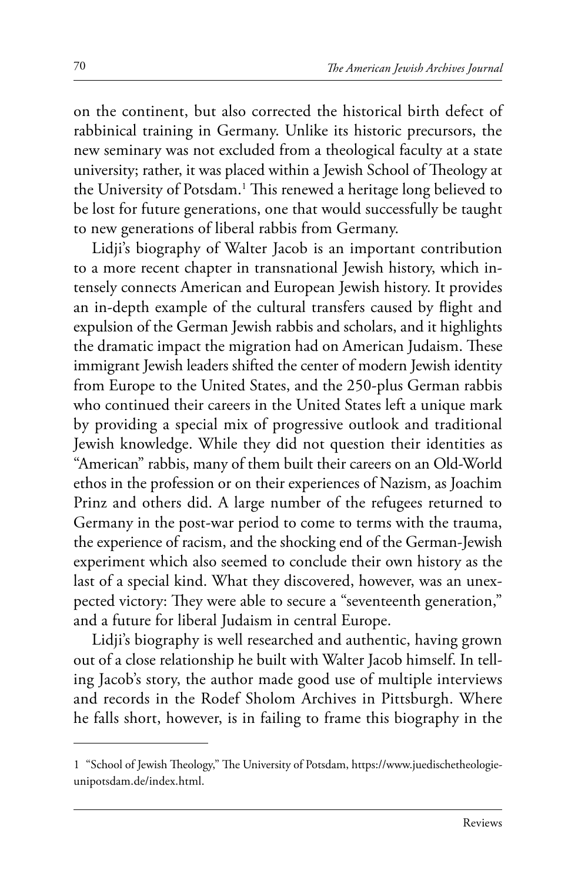on the continent, but also corrected the historical birth defect of rabbinical training in Germany. Unlike its historic precursors, the new seminary was not excluded from a theological faculty at a state university; rather, it was placed within a Jewish School of Theology at the University of Potsdam.[1] This renewed a heritage long believed to be lost for future generations, one that would successfully be taught to new generations of liberal rabbis from Germany.

Lidji's biography of Walter Jacob is an important contribution to a more recent chapter in transnational Jewish history, which intensely connects American and European Jewish history. It provides an in-depth example of the cultural transfers caused by flight and expulsion of the German Jewish rabbis and scholars, and it highlights the dramatic impact the migration had on American Judaism. These immigrant Jewish leaders shifted the center of modern Jewish identity from Europe to the United States, and the 250-plus German rabbis who continued their careers in the United States left a unique mark by providing a special mix of progressive outlook and traditional Jewish knowledge. While they did not question their identities as "American" rabbis, many of them built their careers on an Old-World ethos in the profession or on their experiences of Nazism, as Joachim Prinz and others did. A large number of the refugees returned to Germany in the post-war period to come to terms with the trauma, the experience of racism, and the shocking end of the German-Jewish experiment which also seemed to conclude their own history as the last of a special kind. What they discovered, however, was an unexpected victory: They were able to secure a "seventeenth generation," and a future for liberal Judaism in central Europe.

Lidji's biography is well researched and authentic, having grown out of a close relationship he built with Walter Jacob himself. In telling Jacob's story, the author made good use of multiple interviews and records in the Rodef Sholom Archives in Pittsburgh. Where he falls short, however, is in failing to frame this biography in the

---

1 "School of Jewish Theology," The University of Potsdam, https://www.juedischetheologie-unipotsdam.de/index.html.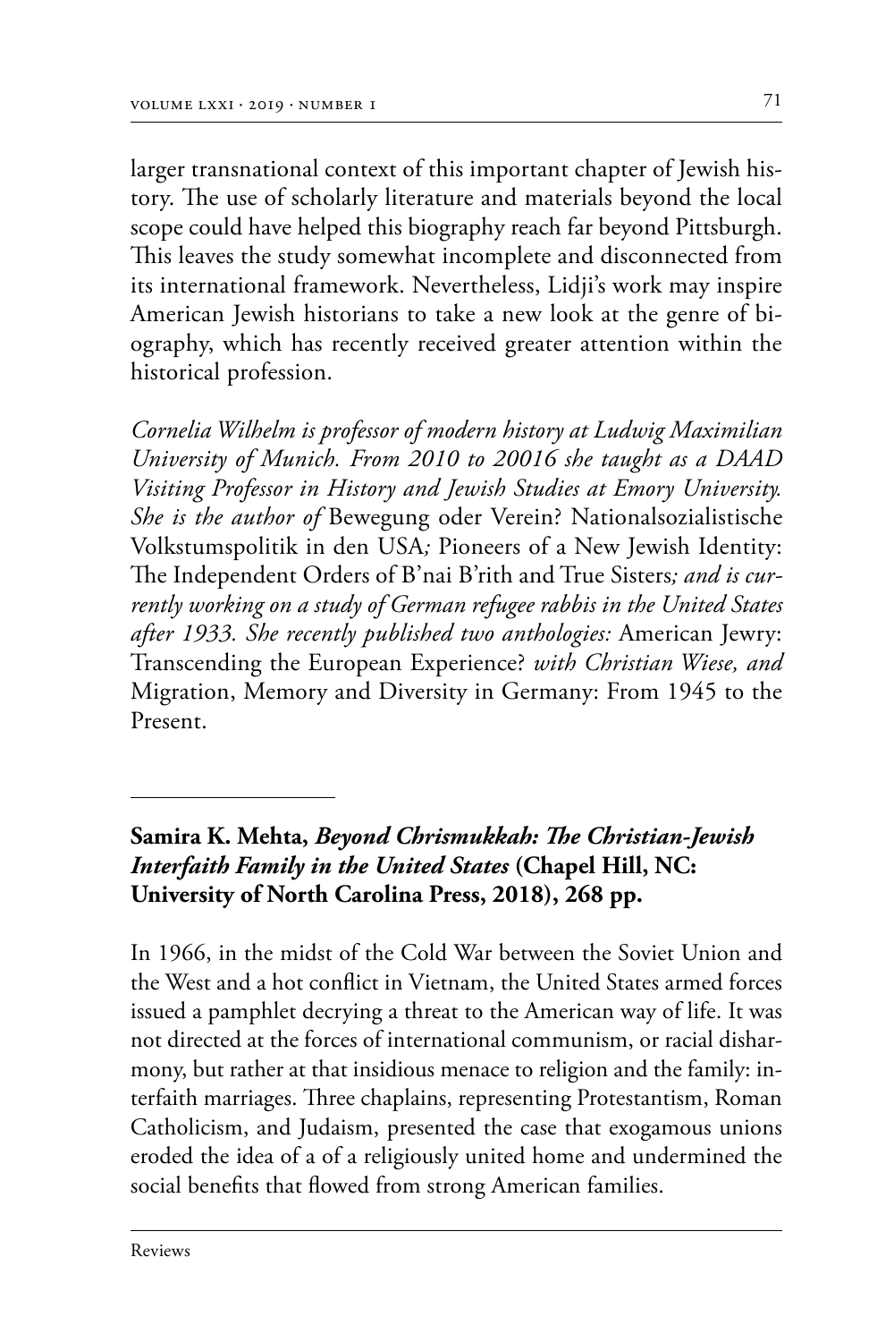larger transnational context of this important chapter of Jewish history. The use of scholarly literature and materials beyond the local scope could have helped this biography reach far beyond Pittsburgh. This leaves the study somewhat incomplete and disconnected from its international framework. Nevertheless, Lidji's work may inspire American Jewish historians to take a new look at the genre of biography, which has recently received greater attention within the historical profession.

*Cornelia Wilhelm is professor of modern history at Ludwig Maximilian University of Munich. From 2010 to 20016 she taught as a DAAD Visiting Professor in History and Jewish Studies at Emory University. She is the author of* Bewegung oder Verein? Nationalsozialistische Volkstumspolitik in den USA*;* Pioneers of a New Jewish Identity: The Independent Orders of B'nai B'rith and True Sisters*; and is currently working on a study of German refugee rabbis in the United States after 1933. She recently published two anthologies:* American Jewry: Transcending the European Experience? *with Christian Wiese, and* Migration, Memory and Diversity in Germany: From 1945 to the Present.

---

**Samira K. Mehta, *Beyond Chrismukkah: The Christian-Jewish Interfaith Family in the United States* (Chapel Hill, NC: University of North Carolina Press, 2018), 268 pp.**

In 1966, in the midst of the Cold War between the Soviet Union and the West and a hot conflict in Vietnam, the United States armed forces issued a pamphlet decrying a threat to the American way of life. It was not directed at the forces of international communism, or racial disharmony, but rather at that insidious menace to religion and the family: interfaith marriages. Three chaplains, representing Protestantism, Roman Catholicism, and Judaism, presented the case that exogamous unions eroded the idea of a of a religiously united home and undermined the social benefits that flowed from strong American families.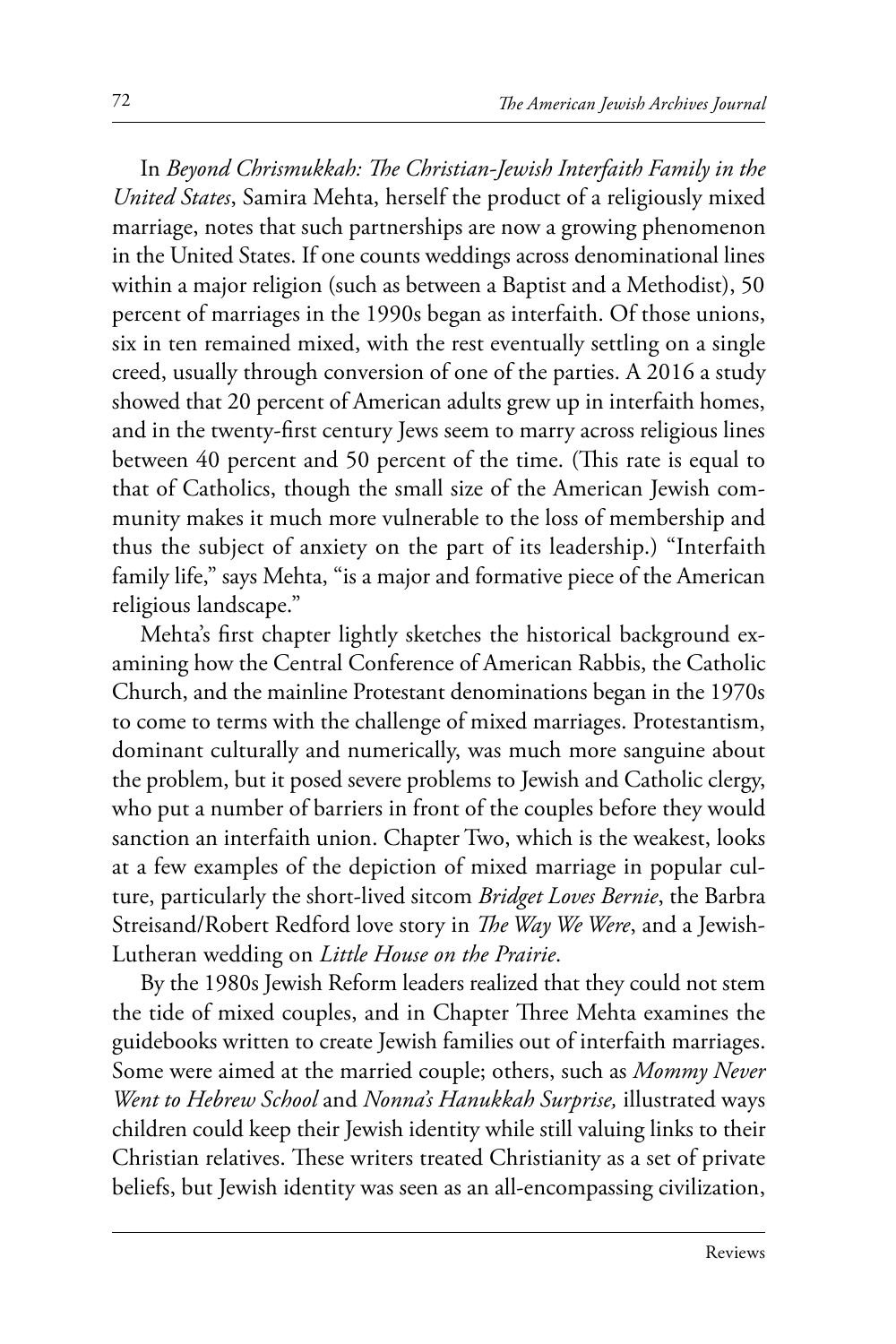In *Beyond Chrismukkah: The Christian-Jewish Interfaith Family in the United States*, Samira Mehta, herself the product of a religiously mixed marriage, notes that such partnerships are now a growing phenomenon in the United States. If one counts weddings across denominational lines within a major religion (such as between a Baptist and a Methodist), 50 percent of marriages in the 1990s began as interfaith. Of those unions, six in ten remained mixed, with the rest eventually settling on a single creed, usually through conversion of one of the parties. A 2016 a study showed that 20 percent of American adults grew up in interfaith homes, and in the twenty-first century Jews seem to marry across religious lines between 40 percent and 50 percent of the time. (This rate is equal to that of Catholics, though the small size of the American Jewish community makes it much more vulnerable to the loss of membership and thus the subject of anxiety on the part of its leadership.) "Interfaith family life," says Mehta, "is a major and formative piece of the American religious landscape."

Mehta's first chapter lightly sketches the historical background examining how the Central Conference of American Rabbis, the Catholic Church, and the mainline Protestant denominations began in the 1970s to come to terms with the challenge of mixed marriages. Protestantism, dominant culturally and numerically, was much more sanguine about the problem, but it posed severe problems to Jewish and Catholic clergy, who put a number of barriers in front of the couples before they would sanction an interfaith union. Chapter Two, which is the weakest, looks at a few examples of the depiction of mixed marriage in popular culture, particularly the short-lived sitcom *Bridget Loves Bernie*, the Barbra Streisand/Robert Redford love story in *The Way We Were*, and a Jewish-Lutheran wedding on *Little House on the Prairie*.

By the 1980s Jewish Reform leaders realized that they could not stem the tide of mixed couples, and in Chapter Three Mehta examines the guidebooks written to create Jewish families out of interfaith marriages. Some were aimed at the married couple; others, such as *Mommy Never Went to Hebrew School* and *Nonna's Hanukkah Surprise,* illustrated ways children could keep their Jewish identity while still valuing links to their Christian relatives. These writers treated Christianity as a set of private beliefs, but Jewish identity was seen as an all-encompassing civilization,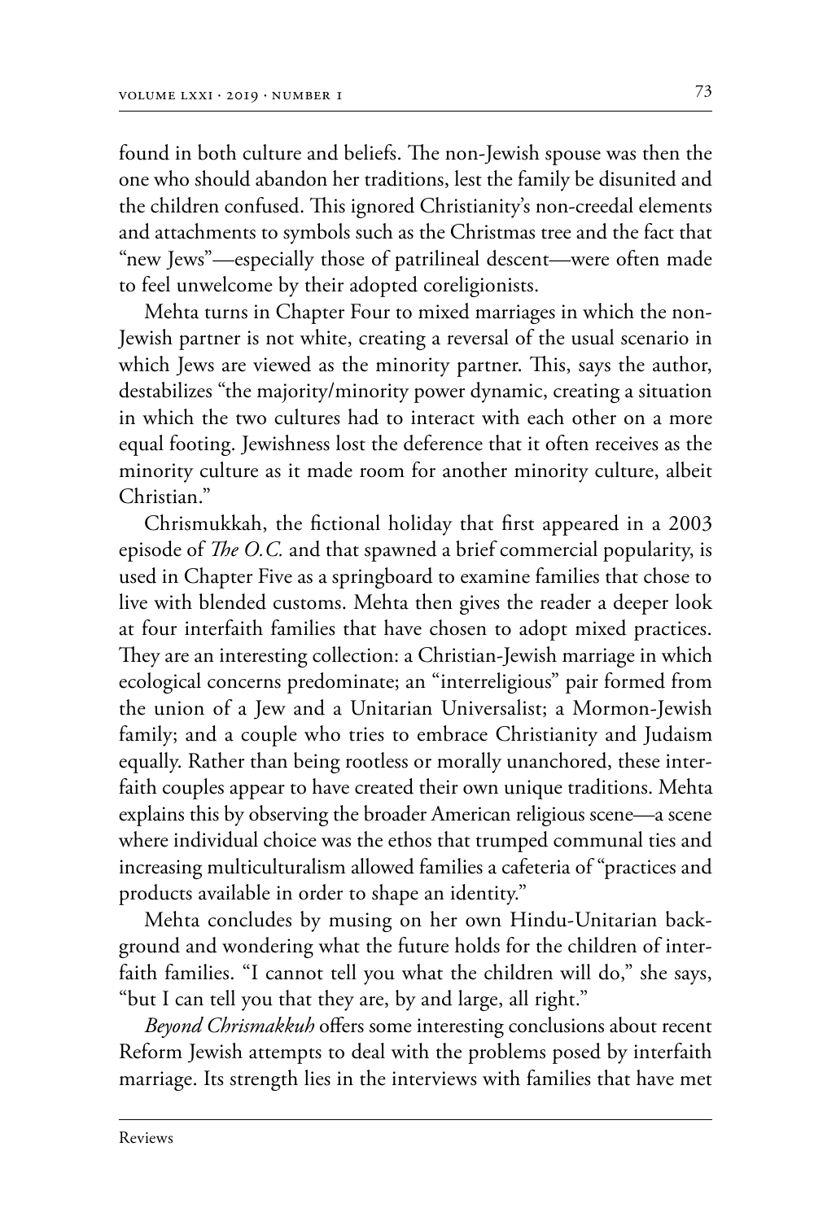found in both culture and beliefs. The non-Jewish spouse was then the one who should abandon her traditions, lest the family be disunited and the children confused. This ignored Christianity's non-creedal elements and attachments to symbols such as the Christmas tree and the fact that "new Jews"—especially those of patrilineal descent—were often made to feel unwelcome by their adopted coreligionists.

Mehta turns in Chapter Four to mixed marriages in which the non-Jewish partner is not white, creating a reversal of the usual scenario in which Jews are viewed as the minority partner. This, says the author, destabilizes "the majority/minority power dynamic, creating a situation in which the two cultures had to interact with each other on a more equal footing. Jewishness lost the deference that it often receives as the minority culture as it made room for another minority culture, albeit Christian."

Chrismukkah, the fictional holiday that first appeared in a 2003 episode of *The O.C.* and that spawned a brief commercial popularity, is used in Chapter Five as a springboard to examine families that chose to live with blended customs. Mehta then gives the reader a deeper look at four interfaith families that have chosen to adopt mixed practices. They are an interesting collection: a Christian-Jewish marriage in which ecological concerns predominate; an "interreligious" pair formed from the union of a Jew and a Unitarian Universalist; a Mormon-Jewish family; and a couple who tries to embrace Christianity and Judaism equally. Rather than being rootless or morally unanchored, these interfaith couples appear to have created their own unique traditions. Mehta explains this by observing the broader American religious scene—a scene where individual choice was the ethos that trumped communal ties and increasing multiculturalism allowed families a cafeteria of "practices and products available in order to shape an identity."

Mehta concludes by musing on her own Hindu-Unitarian background and wondering what the future holds for the children of interfaith families. "I cannot tell you what the children will do," she says, "but I can tell you that they are, by and large, all right."

*Beyond Chrismakkuh* offers some interesting conclusions about recent Reform Jewish attempts to deal with the problems posed by interfaith marriage. Its strength lies in the interviews with families that have met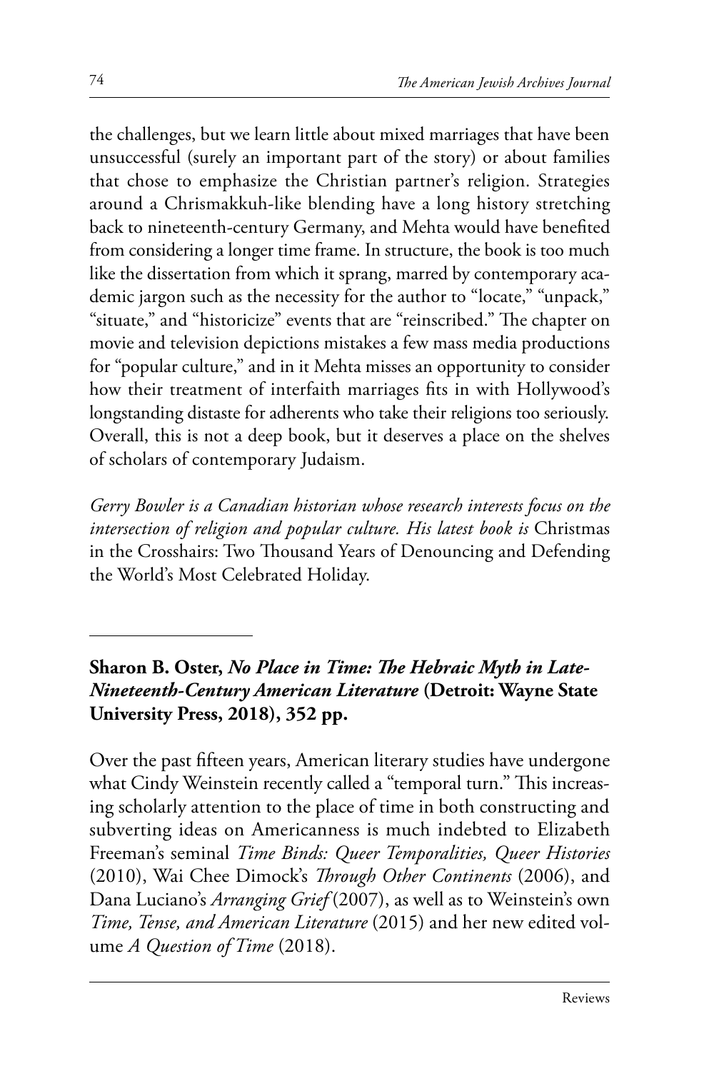the challenges, but we learn little about mixed marriages that have been unsuccessful (surely an important part of the story) or about families that chose to emphasize the Christian partner's religion. Strategies around a Chrismakkuh-like blending have a long history stretching back to nineteenth-century Germany, and Mehta would have benefited from considering a longer time frame. In structure, the book is too much like the dissertation from which it sprang, marred by contemporary academic jargon such as the necessity for the author to "locate," "unpack," "situate," and "historicize" events that are "reinscribed." The chapter on movie and television depictions mistakes a few mass media productions for "popular culture," and in it Mehta misses an opportunity to consider how their treatment of interfaith marriages fits in with Hollywood's longstanding distaste for adherents who take their religions too seriously. Overall, this is not a deep book, but it deserves a place on the shelves of scholars of contemporary Judaism.

*Gerry Bowler is a Canadian historian whose research interests focus on the intersection of religion and popular culture. His latest book is* Christmas in the Crosshairs: Two Thousand Years of Denouncing and Defending the World's Most Celebrated Holiday.

---

**Sharon B. Oster, *No Place in Time: The Hebraic Myth in Late-Nineteenth-Century American Literature* (Detroit: Wayne State University Press, 2018), 352 pp.**

Over the past fifteen years, American literary studies have undergone what Cindy Weinstein recently called a "temporal turn." This increasing scholarly attention to the place of time in both constructing and subverting ideas on Americanness is much indebted to Elizabeth Freeman's seminal *Time Binds: Queer Temporalities, Queer Histories* (2010), Wai Chee Dimock's *Through Other Continents* (2006), and Dana Luciano's *Arranging Grief* (2007), as well as to Weinstein's own *Time, Tense, and American Literature* (2015) and her new edited volume *A Question of Time* (2018).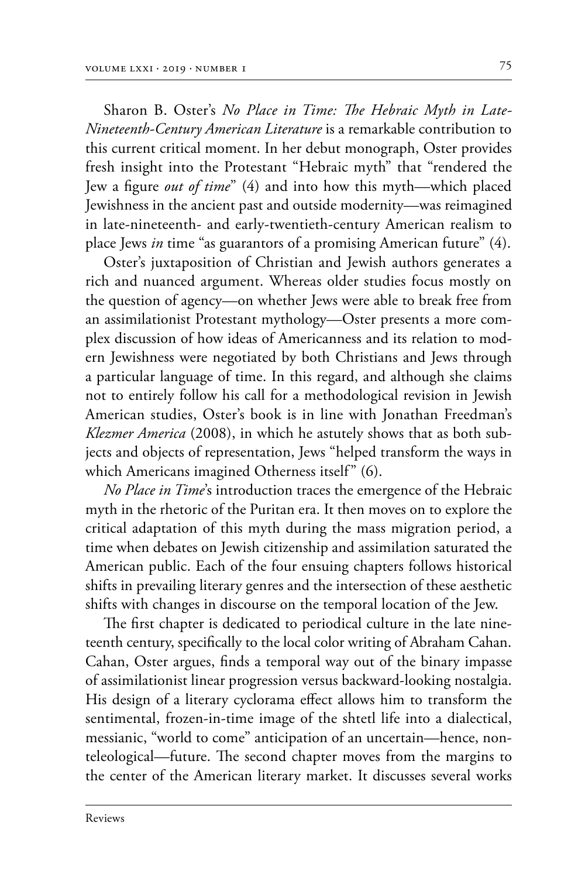Sharon B. Oster's *No Place in Time: The Hebraic Myth in Late-Nineteenth-Century American Literature* is a remarkable contribution to this current critical moment. In her debut monograph, Oster provides fresh insight into the Protestant "Hebraic myth" that "rendered the Jew a figure *out of time*" (4) and into how this myth—which placed Jewishness in the ancient past and outside modernity—was reimagined in late-nineteenth- and early-twentieth-century American realism to place Jews *in* time "as guarantors of a promising American future" (4).

Oster's juxtaposition of Christian and Jewish authors generates a rich and nuanced argument. Whereas older studies focus mostly on the question of agency—on whether Jews were able to break free from an assimilationist Protestant mythology—Oster presents a more complex discussion of how ideas of Americanness and its relation to modern Jewishness were negotiated by both Christians and Jews through a particular language of time. In this regard, and although she claims not to entirely follow his call for a methodological revision in Jewish American studies, Oster's book is in line with Jonathan Freedman's *Klezmer America* (2008), in which he astutely shows that as both subjects and objects of representation, Jews "helped transform the ways in which Americans imagined Otherness itself" (6).

*No Place in Time*'s introduction traces the emergence of the Hebraic myth in the rhetoric of the Puritan era. It then moves on to explore the critical adaptation of this myth during the mass migration period, a time when debates on Jewish citizenship and assimilation saturated the American public. Each of the four ensuing chapters follows historical shifts in prevailing literary genres and the intersection of these aesthetic shifts with changes in discourse on the temporal location of the Jew.

The first chapter is dedicated to periodical culture in the late nineteenth century, specifically to the local color writing of Abraham Cahan. Cahan, Oster argues, finds a temporal way out of the binary impasse of assimilationist linear progression versus backward-looking nostalgia. His design of a literary cyclorama effect allows him to transform the sentimental, frozen-in-time image of the shtetl life into a dialectical, messianic, "world to come" anticipation of an uncertain—hence, non-teleological—future. The second chapter moves from the margins to the center of the American literary market. It discusses several works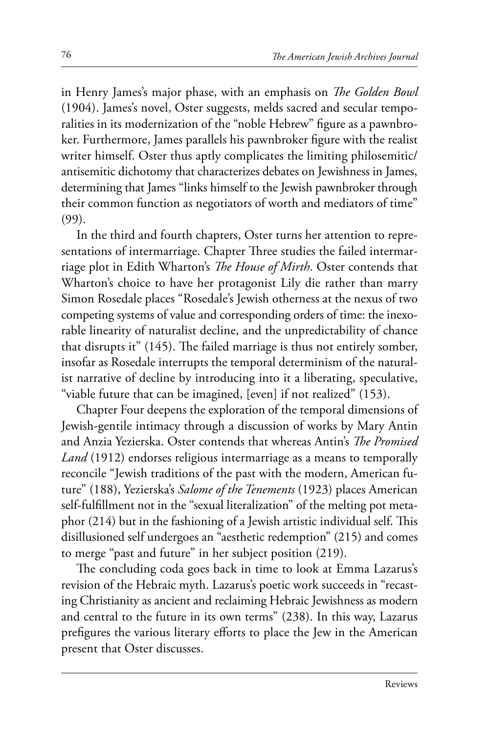in Henry James's major phase, with an emphasis on *The Golden Bowl* (1904). James's novel, Oster suggests, melds sacred and secular temporalities in its modernization of the "noble Hebrew" figure as a pawnbroker. Furthermore, James parallels his pawnbroker figure with the realist writer himself. Oster thus aptly complicates the limiting philosemitic/antisemitic dichotomy that characterizes debates on Jewishness in James, determining that James "links himself to the Jewish pawnbroker through their common function as negotiators of worth and mediators of time" (99).

In the third and fourth chapters, Oster turns her attention to representations of intermarriage. Chapter Three studies the failed intermarriage plot in Edith Wharton's *The House of Mirth*. Oster contends that Wharton's choice to have her protagonist Lily die rather than marry Simon Rosedale places "Rosedale's Jewish otherness at the nexus of two competing systems of value and corresponding orders of time: the inexorable linearity of naturalist decline, and the unpredictability of chance that disrupts it" (145). The failed marriage is thus not entirely somber, insofar as Rosedale interrupts the temporal determinism of the naturalist narrative of decline by introducing into it a liberating, speculative, "viable future that can be imagined, [even] if not realized" (153).

Chapter Four deepens the exploration of the temporal dimensions of Jewish-gentile intimacy through a discussion of works by Mary Antin and Anzia Yezierska. Oster contends that whereas Antin's *The Promised Land* (1912) endorses religious intermarriage as a means to temporally reconcile "Jewish traditions of the past with the modern, American future" (188), Yezierska's *Salome of the Tenements* (1923) places American self-fulfillment not in the "sexual literalization" of the melting pot metaphor (214) but in the fashioning of a Jewish artistic individual self. This disillusioned self undergoes an "aesthetic redemption" (215) and comes to merge "past and future" in her subject position (219).

The concluding coda goes back in time to look at Emma Lazarus's revision of the Hebraic myth. Lazarus's poetic work succeeds in "recasting Christianity as ancient and reclaiming Hebraic Jewishness as modern and central to the future in its own terms" (238). In this way, Lazarus prefigures the various literary efforts to place the Jew in the American present that Oster discusses.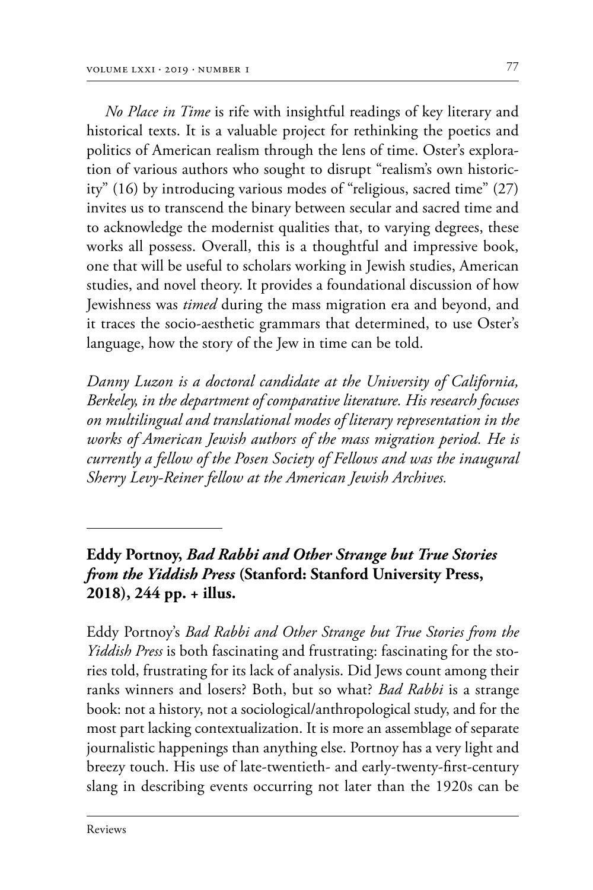*No Place in Time* is rife with insightful readings of key literary and historical texts. It is a valuable project for rethinking the poetics and politics of American realism through the lens of time. Oster's exploration of various authors who sought to disrupt "realism's own historicity" (16) by introducing various modes of "religious, sacred time" (27) invites us to transcend the binary between secular and sacred time and to acknowledge the modernist qualities that, to varying degrees, these works all possess. Overall, this is a thoughtful and impressive book, one that will be useful to scholars working in Jewish studies, American studies, and novel theory. It provides a foundational discussion of how Jewishness was *timed* during the mass migration era and beyond, and it traces the socio-aesthetic grammars that determined, to use Oster's language, how the story of the Jew in time can be told.

*Danny Luzon is a doctoral candidate at the University of California, Berkeley, in the department of comparative literature. His research focuses on multilingual and translational modes of literary representation in the works of American Jewish authors of the mass migration period. He is currently a fellow of the Posen Society of Fellows and was the inaugural Sherry Levy-Reiner fellow at the American Jewish Archives.*

---

**Eddy Portnoy, *Bad Rabbi and Other Strange but True Stories from the Yiddish Press* (Stanford: Stanford University Press, 2018), 244 pp. + illus.**

Eddy Portnoy's *Bad Rabbi and Other Strange but True Stories from the Yiddish Press* is both fascinating and frustrating: fascinating for the stories told, frustrating for its lack of analysis. Did Jews count among their ranks winners and losers? Both, but so what? *Bad Rabbi* is a strange book: not a history, not a sociological/anthropological study, and for the most part lacking contextualization. It is more an assemblage of separate journalistic happenings than anything else. Portnoy has a very light and breezy touch. His use of late-twentieth- and early-twenty-first-century slang in describing events occurring not later than the 1920s can be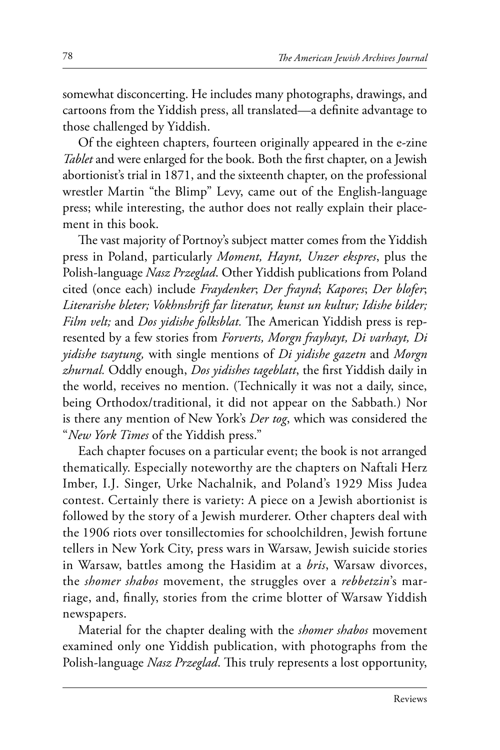somewhat disconcerting. He includes many photographs, drawings, and cartoons from the Yiddish press, all translated—a definite advantage to those challenged by Yiddish.

Of the eighteen chapters, fourteen originally appeared in the e-zine *Tablet* and were enlarged for the book. Both the first chapter, on a Jewish abortionist's trial in 1871, and the sixteenth chapter, on the professional wrestler Martin "the Blimp" Levy, came out of the English-language press; while interesting, the author does not really explain their placement in this book.

The vast majority of Portnoy's subject matter comes from the Yiddish press in Poland, particularly *Moment, Haynt, Unzer ekspres*, plus the Polish-language *Nasz Przeglad*. Other Yiddish publications from Poland cited (once each) include *Fraydenker*; *Der fraynd*; *Kapores*; *Der blofer*; *Literarishe bleter; Vokhnshrift far literatur, kunst un kultur; Idishe bilder; Film velt;* and *Dos yidishe folksblat.* The American Yiddish press is represented by a few stories from *Forverts, Morgn frayhayt, Di varhayt, Di yidishe tsaytung,* with single mentions of *Di yidishe gazetn* and *Morgn zhurnal.* Oddly enough, *Dos yidishes tageblatt*, the first Yiddish daily in the world, receives no mention. (Technically it was not a daily, since, being Orthodox/traditional, it did not appear on the Sabbath.) Nor is there any mention of New York's *Der tog*, which was considered the "*New York Times* of the Yiddish press."

Each chapter focuses on a particular event; the book is not arranged thematically. Especially noteworthy are the chapters on Naftali Herz Imber, I.J. Singer, Urke Nachalnik, and Poland's 1929 Miss Judea contest. Certainly there is variety: A piece on a Jewish abortionist is followed by the story of a Jewish murderer. Other chapters deal with the 1906 riots over tonsillectomies for schoolchildren, Jewish fortune tellers in New York City, press wars in Warsaw, Jewish suicide stories in Warsaw, battles among the Hasidim at a *bris*, Warsaw divorces, the *shomer shabos* movement, the struggles over a *rebbetzin*'s marriage, and, finally, stories from the crime blotter of Warsaw Yiddish newspapers.

Material for the chapter dealing with the *shomer shabos* movement examined only one Yiddish publication, with photographs from the Polish-language *Nasz Przeglad*. This truly represents a lost opportunity,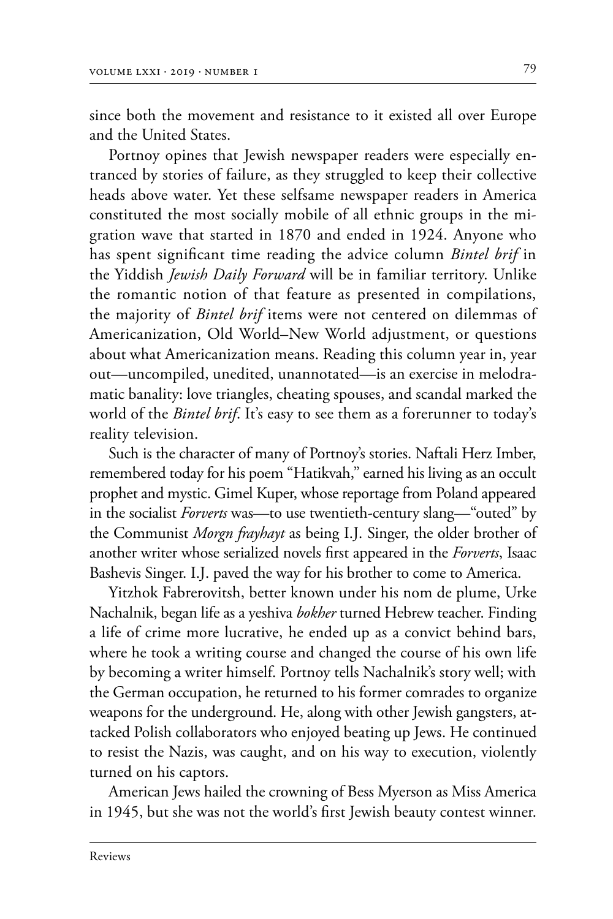since both the movement and resistance to it existed all over Europe and the United States.

Portnoy opines that Jewish newspaper readers were especially entranced by stories of failure, as they struggled to keep their collective heads above water. Yet these selfsame newspaper readers in America constituted the most socially mobile of all ethnic groups in the migration wave that started in 1870 and ended in 1924. Anyone who has spent significant time reading the advice column *Bintel brif* in the Yiddish *Jewish Daily Forward* will be in familiar territory. Unlike the romantic notion of that feature as presented in compilations, the majority of *Bintel brif* items were not centered on dilemmas of Americanization, Old World–New World adjustment, or questions about what Americanization means. Reading this column year in, year out—uncompiled, unedited, unannotated—is an exercise in melodramatic banality: love triangles, cheating spouses, and scandal marked the world of the *Bintel brif*. It's easy to see them as a forerunner to today's reality television.

Such is the character of many of Portnoy's stories. Naftali Herz Imber, remembered today for his poem "Hatikvah," earned his living as an occult prophet and mystic. Gimel Kuper, whose reportage from Poland appeared in the socialist *Forverts* was—to use twentieth-century slang—"outed" by the Communist *Morgn frayhayt* as being I.J. Singer, the older brother of another writer whose serialized novels first appeared in the *Forverts*, Isaac Bashevis Singer. I.J. paved the way for his brother to come to America.

Yitzhok Fabrerovitsh, better known under his nom de plume, Urke Nachalnik, began life as a yeshiva *bokher* turned Hebrew teacher. Finding a life of crime more lucrative, he ended up as a convict behind bars, where he took a writing course and changed the course of his own life by becoming a writer himself. Portnoy tells Nachalnik's story well; with the German occupation, he returned to his former comrades to organize weapons for the underground. He, along with other Jewish gangsters, attacked Polish collaborators who enjoyed beating up Jews. He continued to resist the Nazis, was caught, and on his way to execution, violently turned on his captors.

American Jews hailed the crowning of Bess Myerson as Miss America in 1945, but she was not the world's first Jewish beauty contest winner.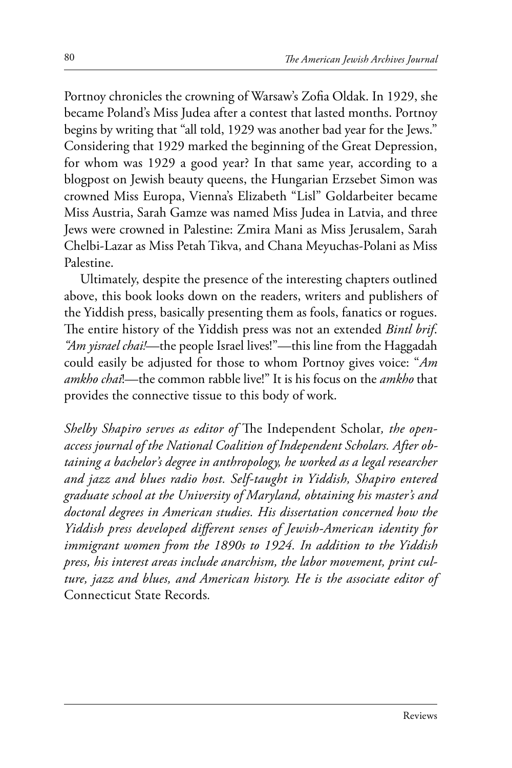Portnoy chronicles the crowning of Warsaw's Zofia Oldak. In 1929, she became Poland's Miss Judea after a contest that lasted months. Portnoy begins by writing that "all told, 1929 was another bad year for the Jews." Considering that 1929 marked the beginning of the Great Depression, for whom was 1929 a good year? In that same year, according to a blogpost on Jewish beauty queens, the Hungarian Erzsebet Simon was crowned Miss Europa, Vienna's Elizabeth "Lisl" Goldarbeiter became Miss Austria, Sarah Gamze was named Miss Judea in Latvia, and three Jews were crowned in Palestine: Zmira Mani as Miss Jerusalem, Sarah Chelbi-Lazar as Miss Petah Tikva, and Chana Meyuchas-Polani as Miss Palestine.

Ultimately, despite the presence of the interesting chapters outlined above, this book looks down on the readers, writers and publishers of the Yiddish press, basically presenting them as fools, fanatics or rogues. The entire history of the Yiddish press was not an extended *Bintl brif*. *"Am yisrael chai!*—the people Israel lives!"—this line from the Haggadah could easily be adjusted for those to whom Portnoy gives voice: "*Am amkho chai*!—the common rabble live!" It is his focus on the *amkho* that provides the connective tissue to this body of work.

*Shelby Shapiro serves as editor of* The Independent Scholar*, the open-access journal of the National Coalition of Independent Scholars. After obtaining a bachelor's degree in anthropology, he worked as a legal researcher and jazz and blues radio host. Self-taught in Yiddish, Shapiro entered graduate school at the University of Maryland, obtaining his master's and doctoral degrees in American studies. His dissertation concerned how the Yiddish press developed different senses of Jewish-American identity for immigrant women from the 1890s to 1924. In addition to the Yiddish press, his interest areas include anarchism, the labor movement, print culture, jazz and blues, and American history. He is the associate editor of* Connecticut State Records*.*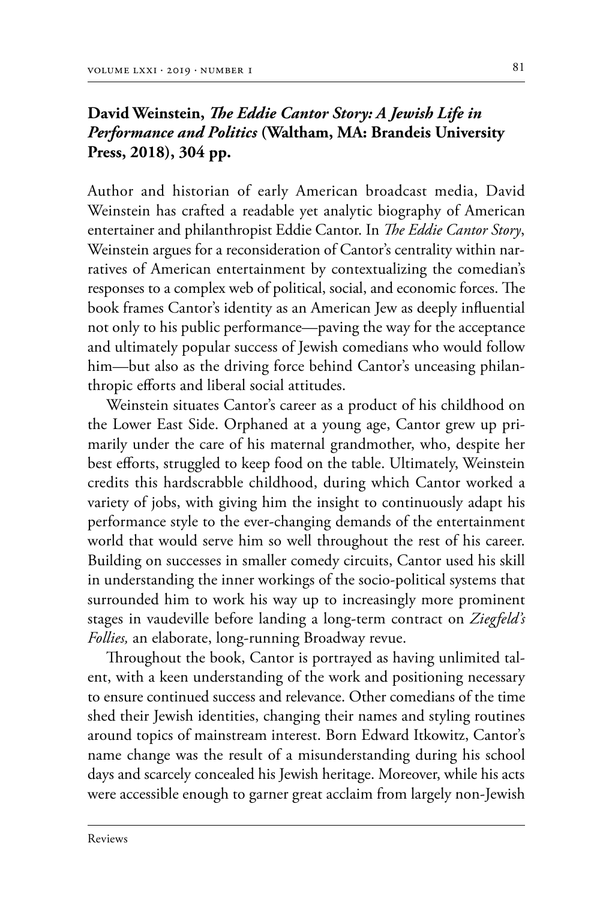**David Weinstein, *The Eddie Cantor Story: A Jewish Life in Performance and Politics* (Waltham, MA: Brandeis University Press, 2018), 304 pp.**

Author and historian of early American broadcast media, David Weinstein has crafted a readable yet analytic biography of American entertainer and philanthropist Eddie Cantor. In *The Eddie Cantor Story*, Weinstein argues for a reconsideration of Cantor's centrality within narratives of American entertainment by contextualizing the comedian's responses to a complex web of political, social, and economic forces. The book frames Cantor's identity as an American Jew as deeply influential not only to his public performance—paving the way for the acceptance and ultimately popular success of Jewish comedians who would follow him—but also as the driving force behind Cantor's unceasing philanthropic efforts and liberal social attitudes.

Weinstein situates Cantor's career as a product of his childhood on the Lower East Side. Orphaned at a young age, Cantor grew up primarily under the care of his maternal grandmother, who, despite her best efforts, struggled to keep food on the table. Ultimately, Weinstein credits this hardscrabble childhood, during which Cantor worked a variety of jobs, with giving him the insight to continuously adapt his performance style to the ever-changing demands of the entertainment world that would serve him so well throughout the rest of his career. Building on successes in smaller comedy circuits, Cantor used his skill in understanding the inner workings of the socio-political systems that surrounded him to work his way up to increasingly more prominent stages in vaudeville before landing a long-term contract on *Ziegfeld's Follies,* an elaborate, long-running Broadway revue.

Throughout the book, Cantor is portrayed as having unlimited talent, with a keen understanding of the work and positioning necessary to ensure continued success and relevance. Other comedians of the time shed their Jewish identities, changing their names and styling routines around topics of mainstream interest. Born Edward Itkowitz, Cantor's name change was the result of a misunderstanding during his school days and scarcely concealed his Jewish heritage. Moreover, while his acts were accessible enough to garner great acclaim from largely non-Jewish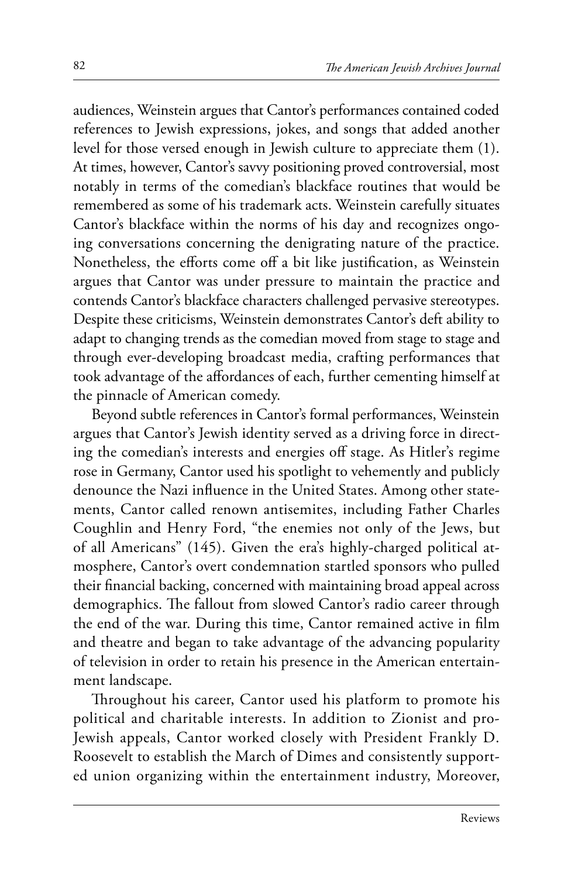audiences, Weinstein argues that Cantor's performances contained coded references to Jewish expressions, jokes, and songs that added another level for those versed enough in Jewish culture to appreciate them (1). At times, however, Cantor's savvy positioning proved controversial, most notably in terms of the comedian's blackface routines that would be remembered as some of his trademark acts. Weinstein carefully situates Cantor's blackface within the norms of his day and recognizes ongoing conversations concerning the denigrating nature of the practice. Nonetheless, the efforts come off a bit like justification, as Weinstein argues that Cantor was under pressure to maintain the practice and contends Cantor's blackface characters challenged pervasive stereotypes. Despite these criticisms, Weinstein demonstrates Cantor's deft ability to adapt to changing trends as the comedian moved from stage to stage and through ever-developing broadcast media, crafting performances that took advantage of the affordances of each, further cementing himself at the pinnacle of American comedy.

Beyond subtle references in Cantor's formal performances, Weinstein argues that Cantor's Jewish identity served as a driving force in directing the comedian's interests and energies off stage. As Hitler's regime rose in Germany, Cantor used his spotlight to vehemently and publicly denounce the Nazi influence in the United States. Among other statements, Cantor called renown antisemites, including Father Charles Coughlin and Henry Ford, "the enemies not only of the Jews, but of all Americans" (145). Given the era's highly-charged political atmosphere, Cantor's overt condemnation startled sponsors who pulled their financial backing, concerned with maintaining broad appeal across demographics. The fallout from slowed Cantor's radio career through the end of the war. During this time, Cantor remained active in film and theatre and began to take advantage of the advancing popularity of television in order to retain his presence in the American entertainment landscape.

Throughout his career, Cantor used his platform to promote his political and charitable interests. In addition to Zionist and pro-Jewish appeals, Cantor worked closely with President Frankly D. Roosevelt to establish the March of Dimes and consistently supported union organizing within the entertainment industry, Moreover,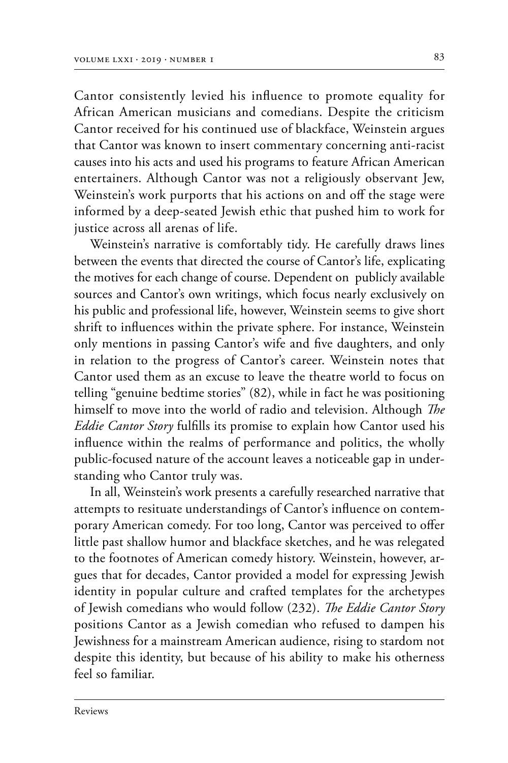Cantor consistently levied his influence to promote equality for African American musicians and comedians. Despite the criticism Cantor received for his continued use of blackface, Weinstein argues that Cantor was known to insert commentary concerning anti-racist causes into his acts and used his programs to feature African American entertainers. Although Cantor was not a religiously observant Jew, Weinstein's work purports that his actions on and off the stage were informed by a deep-seated Jewish ethic that pushed him to work for justice across all arenas of life.

Weinstein's narrative is comfortably tidy. He carefully draws lines between the events that directed the course of Cantor's life, explicating the motives for each change of course. Dependent on publicly available sources and Cantor's own writings, which focus nearly exclusively on his public and professional life, however, Weinstein seems to give short shrift to influences within the private sphere. For instance, Weinstein only mentions in passing Cantor's wife and five daughters, and only in relation to the progress of Cantor's career. Weinstein notes that Cantor used them as an excuse to leave the theatre world to focus on telling "genuine bedtime stories" (82), while in fact he was positioning himself to move into the world of radio and television. Although *The Eddie Cantor Story* fulfills its promise to explain how Cantor used his influence within the realms of performance and politics, the wholly public-focused nature of the account leaves a noticeable gap in understanding who Cantor truly was.

In all, Weinstein's work presents a carefully researched narrative that attempts to resituate understandings of Cantor's influence on contemporary American comedy. For too long, Cantor was perceived to offer little past shallow humor and blackface sketches, and he was relegated to the footnotes of American comedy history. Weinstein, however, argues that for decades, Cantor provided a model for expressing Jewish identity in popular culture and crafted templates for the archetypes of Jewish comedians who would follow (232). *The Eddie Cantor Story* positions Cantor as a Jewish comedian who refused to dampen his Jewishness for a mainstream American audience, rising to stardom not despite this identity, but because of his ability to make his otherness feel so familiar.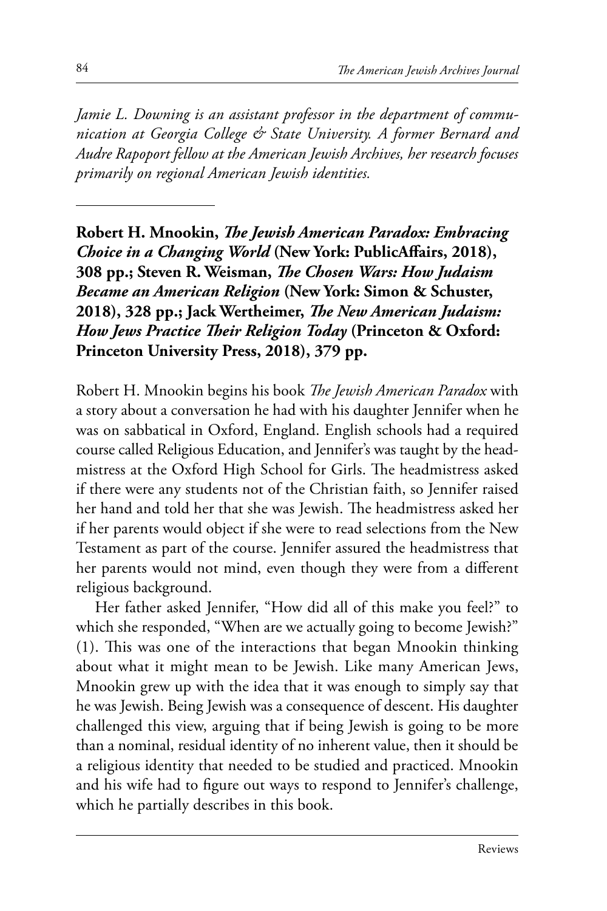*Jamie L. Downing is an assistant professor in the department of communication at Georgia College & State University. A former Bernard and Audre Rapoport fellow at the American Jewish Archives, her research focuses primarily on regional American Jewish identities.*

---

**Robert H. Mnookin, *The Jewish American Paradox: Embracing Choice in a Changing World* (New York: PublicAffairs, 2018), 308 pp.; Steven R. Weisman, *The Chosen Wars: How Judaism Became an American Religion* (New York: Simon & Schuster, 2018), 328 pp.; Jack Wertheimer, *The New American Judaism: How Jews Practice Their Religion Today* (Princeton & Oxford: Princeton University Press, 2018), 379 pp.**

Robert H. Mnookin begins his book *The Jewish American Paradox* with a story about a conversation he had with his daughter Jennifer when he was on sabbatical in Oxford, England. English schools had a required course called Religious Education, and Jennifer's was taught by the headmistress at the Oxford High School for Girls. The headmistress asked if there were any students not of the Christian faith, so Jennifer raised her hand and told her that she was Jewish. The headmistress asked her if her parents would object if she were to read selections from the New Testament as part of the course. Jennifer assured the headmistress that her parents would not mind, even though they were from a different religious background.

Her father asked Jennifer, "How did all of this make you feel?" to which she responded, "When are we actually going to become Jewish?" (1). This was one of the interactions that began Mnookin thinking about what it might mean to be Jewish. Like many American Jews, Mnookin grew up with the idea that it was enough to simply say that he was Jewish. Being Jewish was a consequence of descent. His daughter challenged this view, arguing that if being Jewish is going to be more than a nominal, residual identity of no inherent value, then it should be a religious identity that needed to be studied and practiced. Mnookin and his wife had to figure out ways to respond to Jennifer's challenge, which he partially describes in this book.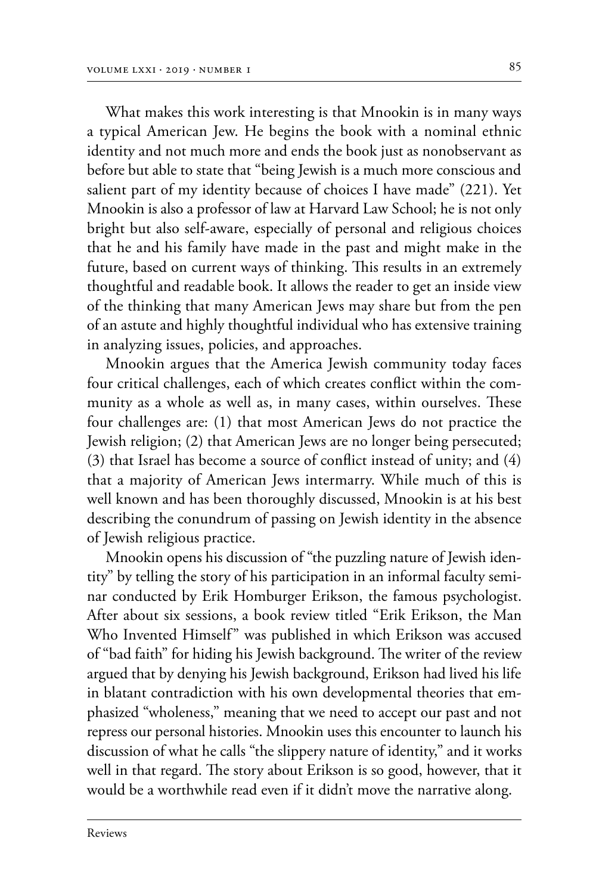What makes this work interesting is that Mnookin is in many ways a typical American Jew. He begins the book with a nominal ethnic identity and not much more and ends the book just as nonobservant as before but able to state that "being Jewish is a much more conscious and salient part of my identity because of choices I have made" (221). Yet Mnookin is also a professor of law at Harvard Law School; he is not only bright but also self-aware, especially of personal and religious choices that he and his family have made in the past and might make in the future, based on current ways of thinking. This results in an extremely thoughtful and readable book. It allows the reader to get an inside view of the thinking that many American Jews may share but from the pen of an astute and highly thoughtful individual who has extensive training in analyzing issues, policies, and approaches.

Mnookin argues that the America Jewish community today faces four critical challenges, each of which creates conflict within the community as a whole as well as, in many cases, within ourselves. These four challenges are: (1) that most American Jews do not practice the Jewish religion; (2) that American Jews are no longer being persecuted; (3) that Israel has become a source of conflict instead of unity; and (4) that a majority of American Jews intermarry. While much of this is well known and has been thoroughly discussed, Mnookin is at his best describing the conundrum of passing on Jewish identity in the absence of Jewish religious practice.

Mnookin opens his discussion of "the puzzling nature of Jewish identity" by telling the story of his participation in an informal faculty seminar conducted by Erik Homburger Erikson, the famous psychologist. After about six sessions, a book review titled "Erik Erikson, the Man Who Invented Himself" was published in which Erikson was accused of "bad faith" for hiding his Jewish background. The writer of the review argued that by denying his Jewish background, Erikson had lived his life in blatant contradiction with his own developmental theories that emphasized "wholeness," meaning that we need to accept our past and not repress our personal histories. Mnookin uses this encounter to launch his discussion of what he calls "the slippery nature of identity," and it works well in that regard. The story about Erikson is so good, however, that it would be a worthwhile read even if it didn't move the narrative along.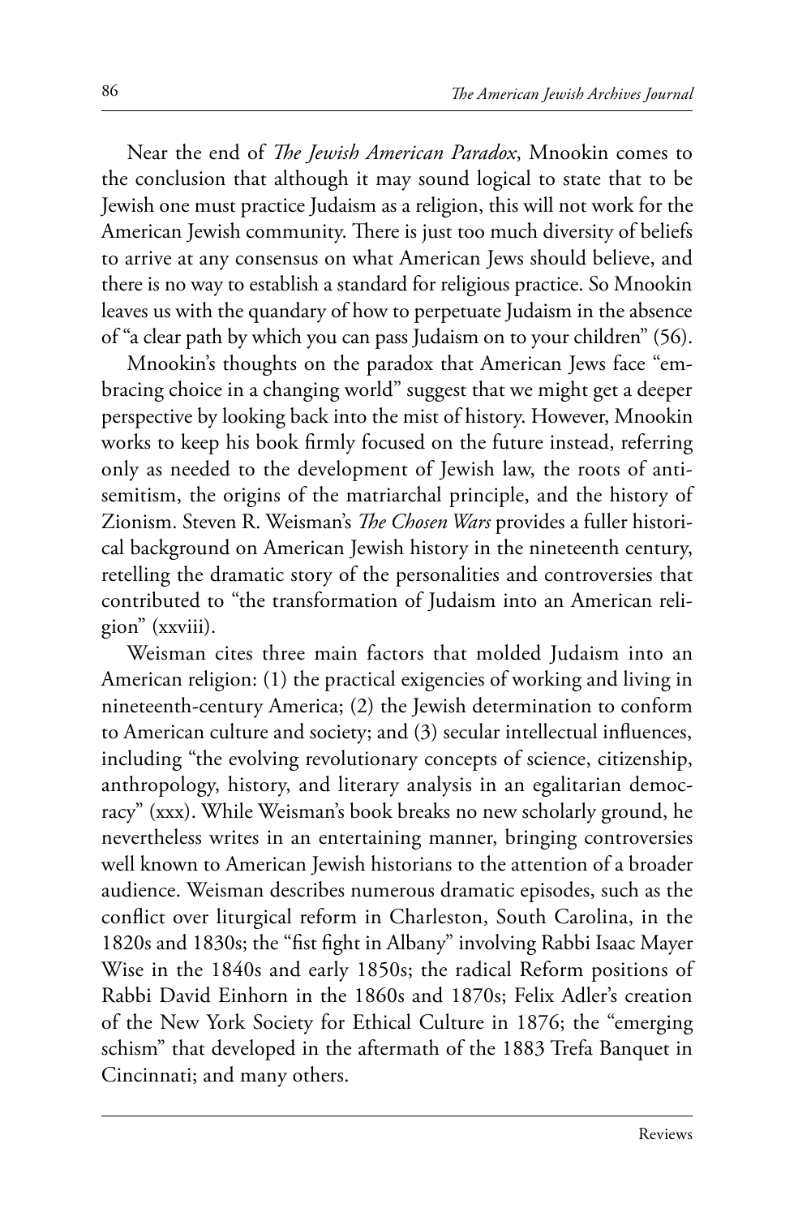Near the end of *The Jewish American Paradox*, Mnookin comes to the conclusion that although it may sound logical to state that to be Jewish one must practice Judaism as a religion, this will not work for the American Jewish community. There is just too much diversity of beliefs to arrive at any consensus on what American Jews should believe, and there is no way to establish a standard for religious practice. So Mnookin leaves us with the quandary of how to perpetuate Judaism in the absence of "a clear path by which you can pass Judaism on to your children" (56).

Mnookin's thoughts on the paradox that American Jews face "embracing choice in a changing world" suggest that we might get a deeper perspective by looking back into the mist of history. However, Mnookin works to keep his book firmly focused on the future instead, referring only as needed to the development of Jewish law, the roots of antisemitism, the origins of the matriarchal principle, and the history of Zionism. Steven R. Weisman's *The Chosen Wars* provides a fuller historical background on American Jewish history in the nineteenth century, retelling the dramatic story of the personalities and controversies that contributed to "the transformation of Judaism into an American religion" (xxviii).

Weisman cites three main factors that molded Judaism into an American religion: (1) the practical exigencies of working and living in nineteenth-century America; (2) the Jewish determination to conform to American culture and society; and (3) secular intellectual influences, including "the evolving revolutionary concepts of science, citizenship, anthropology, history, and literary analysis in an egalitarian democracy" (xxx). While Weisman's book breaks no new scholarly ground, he nevertheless writes in an entertaining manner, bringing controversies well known to American Jewish historians to the attention of a broader audience. Weisman describes numerous dramatic episodes, such as the conflict over liturgical reform in Charleston, South Carolina, in the 1820s and 1830s; the "fist fight in Albany" involving Rabbi Isaac Mayer Wise in the 1840s and early 1850s; the radical Reform positions of Rabbi David Einhorn in the 1860s and 1870s; Felix Adler's creation of the New York Society for Ethical Culture in 1876; the "emerging schism" that developed in the aftermath of the 1883 Trefa Banquet in Cincinnati; and many others.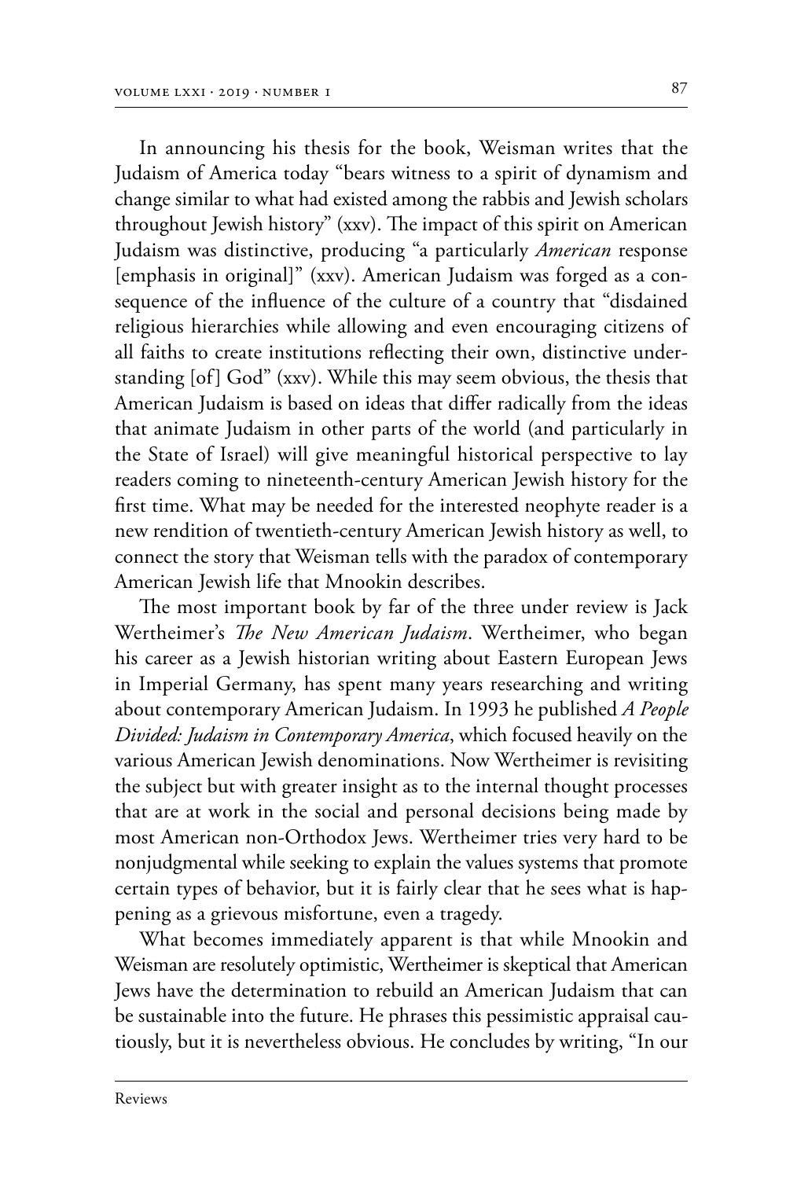In announcing his thesis for the book, Weisman writes that the Judaism of America today "bears witness to a spirit of dynamism and change similar to what had existed among the rabbis and Jewish scholars throughout Jewish history" (xxv). The impact of this spirit on American Judaism was distinctive, producing "a particularly *American* response [emphasis in original]" (xxv). American Judaism was forged as a consequence of the influence of the culture of a country that "disdained religious hierarchies while allowing and even encouraging citizens of all faiths to create institutions reflecting their own, distinctive understanding [of] God" (xxv). While this may seem obvious, the thesis that American Judaism is based on ideas that differ radically from the ideas that animate Judaism in other parts of the world (and particularly in the State of Israel) will give meaningful historical perspective to lay readers coming to nineteenth-century American Jewish history for the first time. What may be needed for the interested neophyte reader is a new rendition of twentieth-century American Jewish history as well, to connect the story that Weisman tells with the paradox of contemporary American Jewish life that Mnookin describes.

The most important book by far of the three under review is Jack Wertheimer's *The New American Judaism*. Wertheimer, who began his career as a Jewish historian writing about Eastern European Jews in Imperial Germany, has spent many years researching and writing about contemporary American Judaism. In 1993 he published *A People Divided: Judaism in Contemporary America*, which focused heavily on the various American Jewish denominations. Now Wertheimer is revisiting the subject but with greater insight as to the internal thought processes that are at work in the social and personal decisions being made by most American non-Orthodox Jews. Wertheimer tries very hard to be nonjudgmental while seeking to explain the values systems that promote certain types of behavior, but it is fairly clear that he sees what is happening as a grievous misfortune, even a tragedy.

What becomes immediately apparent is that while Mnookin and Weisman are resolutely optimistic, Wertheimer is skeptical that American Jews have the determination to rebuild an American Judaism that can be sustainable into the future. He phrases this pessimistic appraisal cautiously, but it is nevertheless obvious. He concludes by writing, "In our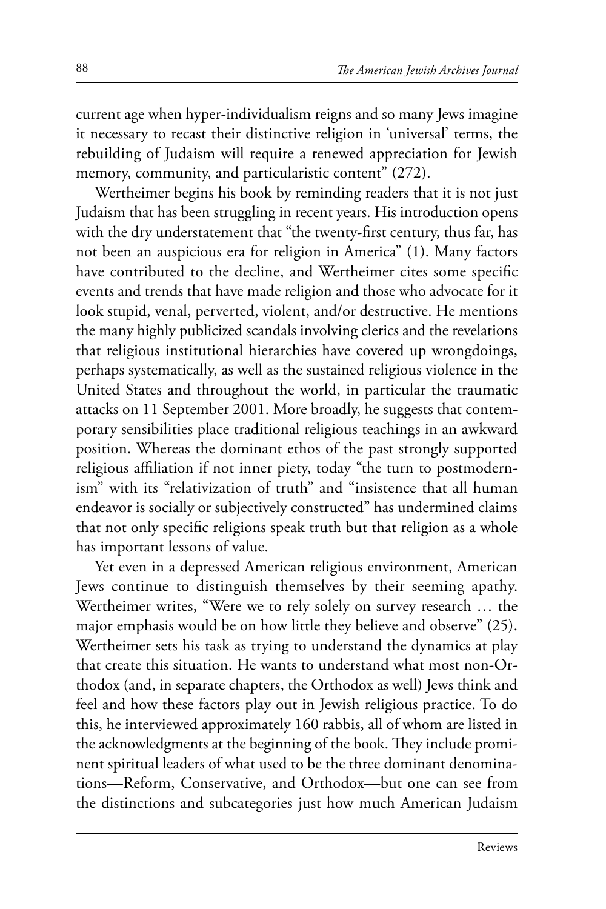current age when hyper-individualism reigns and so many Jews imagine it necessary to recast their distinctive religion in 'universal' terms, the rebuilding of Judaism will require a renewed appreciation for Jewish memory, community, and particularistic content" (272).

Wertheimer begins his book by reminding readers that it is not just Judaism that has been struggling in recent years. His introduction opens with the dry understatement that "the twenty-first century, thus far, has not been an auspicious era for religion in America" (1). Many factors have contributed to the decline, and Wertheimer cites some specific events and trends that have made religion and those who advocate for it look stupid, venal, perverted, violent, and/or destructive. He mentions the many highly publicized scandals involving clerics and the revelations that religious institutional hierarchies have covered up wrongdoings, perhaps systematically, as well as the sustained religious violence in the United States and throughout the world, in particular the traumatic attacks on 11 September 2001. More broadly, he suggests that contemporary sensibilities place traditional religious teachings in an awkward position. Whereas the dominant ethos of the past strongly supported religious affiliation if not inner piety, today "the turn to postmodernism" with its "relativization of truth" and "insistence that all human endeavor is socially or subjectively constructed" has undermined claims that not only specific religions speak truth but that religion as a whole has important lessons of value.

Yet even in a depressed American religious environment, American Jews continue to distinguish themselves by their seeming apathy. Wertheimer writes, "Were we to rely solely on survey research … the major emphasis would be on how little they believe and observe" (25). Wertheimer sets his task as trying to understand the dynamics at play that create this situation. He wants to understand what most non-Orthodox (and, in separate chapters, the Orthodox as well) Jews think and feel and how these factors play out in Jewish religious practice. To do this, he interviewed approximately 160 rabbis, all of whom are listed in the acknowledgments at the beginning of the book. They include prominent spiritual leaders of what used to be the three dominant denominations—Reform, Conservative, and Orthodox—but one can see from the distinctions and subcategories just how much American Judaism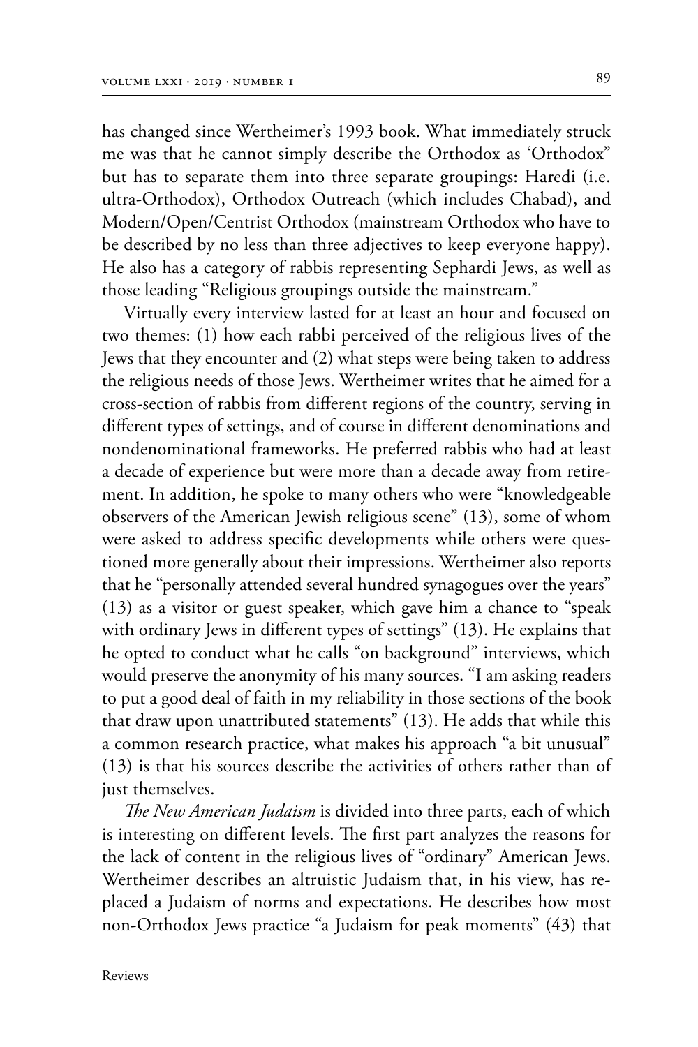has changed since Wertheimer's 1993 book. What immediately struck me was that he cannot simply describe the Orthodox as 'Orthodox" but has to separate them into three separate groupings: Haredi (i.e. ultra-Orthodox), Orthodox Outreach (which includes Chabad), and Modern/Open/Centrist Orthodox (mainstream Orthodox who have to be described by no less than three adjectives to keep everyone happy). He also has a category of rabbis representing Sephardi Jews, as well as those leading "Religious groupings outside the mainstream."

Virtually every interview lasted for at least an hour and focused on two themes: (1) how each rabbi perceived of the religious lives of the Jews that they encounter and (2) what steps were being taken to address the religious needs of those Jews. Wertheimer writes that he aimed for a cross-section of rabbis from different regions of the country, serving in different types of settings, and of course in different denominations and nondenominational frameworks. He preferred rabbis who had at least a decade of experience but were more than a decade away from retirement. In addition, he spoke to many others who were "knowledgeable observers of the American Jewish religious scene" (13), some of whom were asked to address specific developments while others were questioned more generally about their impressions. Wertheimer also reports that he "personally attended several hundred synagogues over the years" (13) as a visitor or guest speaker, which gave him a chance to "speak with ordinary Jews in different types of settings" (13). He explains that he opted to conduct what he calls "on background" interviews, which would preserve the anonymity of his many sources. "I am asking readers to put a good deal of faith in my reliability in those sections of the book that draw upon unattributed statements" (13). He adds that while this a common research practice, what makes his approach "a bit unusual" (13) is that his sources describe the activities of others rather than of just themselves.

*The New American Judaism* is divided into three parts, each of which is interesting on different levels. The first part analyzes the reasons for the lack of content in the religious lives of "ordinary" American Jews. Wertheimer describes an altruistic Judaism that, in his view, has replaced a Judaism of norms and expectations. He describes how most non-Orthodox Jews practice "a Judaism for peak moments" (43) that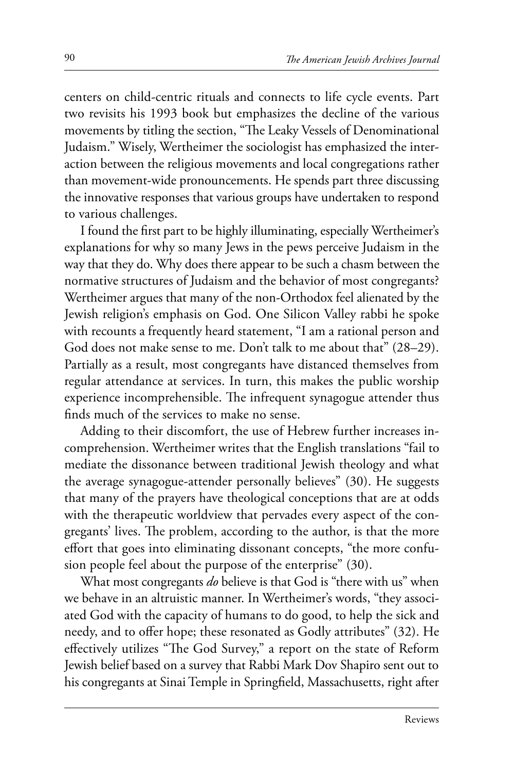centers on child-centric rituals and connects to life cycle events. Part two revisits his 1993 book but emphasizes the decline of the various movements by titling the section, "The Leaky Vessels of Denominational Judaism." Wisely, Wertheimer the sociologist has emphasized the interaction between the religious movements and local congregations rather than movement-wide pronouncements. He spends part three discussing the innovative responses that various groups have undertaken to respond to various challenges.

I found the first part to be highly illuminating, especially Wertheimer's explanations for why so many Jews in the pews perceive Judaism in the way that they do. Why does there appear to be such a chasm between the normative structures of Judaism and the behavior of most congregants? Wertheimer argues that many of the non-Orthodox feel alienated by the Jewish religion's emphasis on God. One Silicon Valley rabbi he spoke with recounts a frequently heard statement, "I am a rational person and God does not make sense to me. Don't talk to me about that" (28–29). Partially as a result, most congregants have distanced themselves from regular attendance at services. In turn, this makes the public worship experience incomprehensible. The infrequent synagogue attender thus finds much of the services to make no sense.

Adding to their discomfort, the use of Hebrew further increases incomprehension. Wertheimer writes that the English translations "fail to mediate the dissonance between traditional Jewish theology and what the average synagogue-attender personally believes" (30). He suggests that many of the prayers have theological conceptions that are at odds with the therapeutic worldview that pervades every aspect of the congregants' lives. The problem, according to the author, is that the more effort that goes into eliminating dissonant concepts, "the more confusion people feel about the purpose of the enterprise" (30).

What most congregants *do* believe is that God is "there with us" when we behave in an altruistic manner. In Wertheimer's words, "they associated God with the capacity of humans to do good, to help the sick and needy, and to offer hope; these resonated as Godly attributes" (32). He effectively utilizes "The God Survey," a report on the state of Reform Jewish belief based on a survey that Rabbi Mark Dov Shapiro sent out to his congregants at Sinai Temple in Springfield, Massachusetts, right after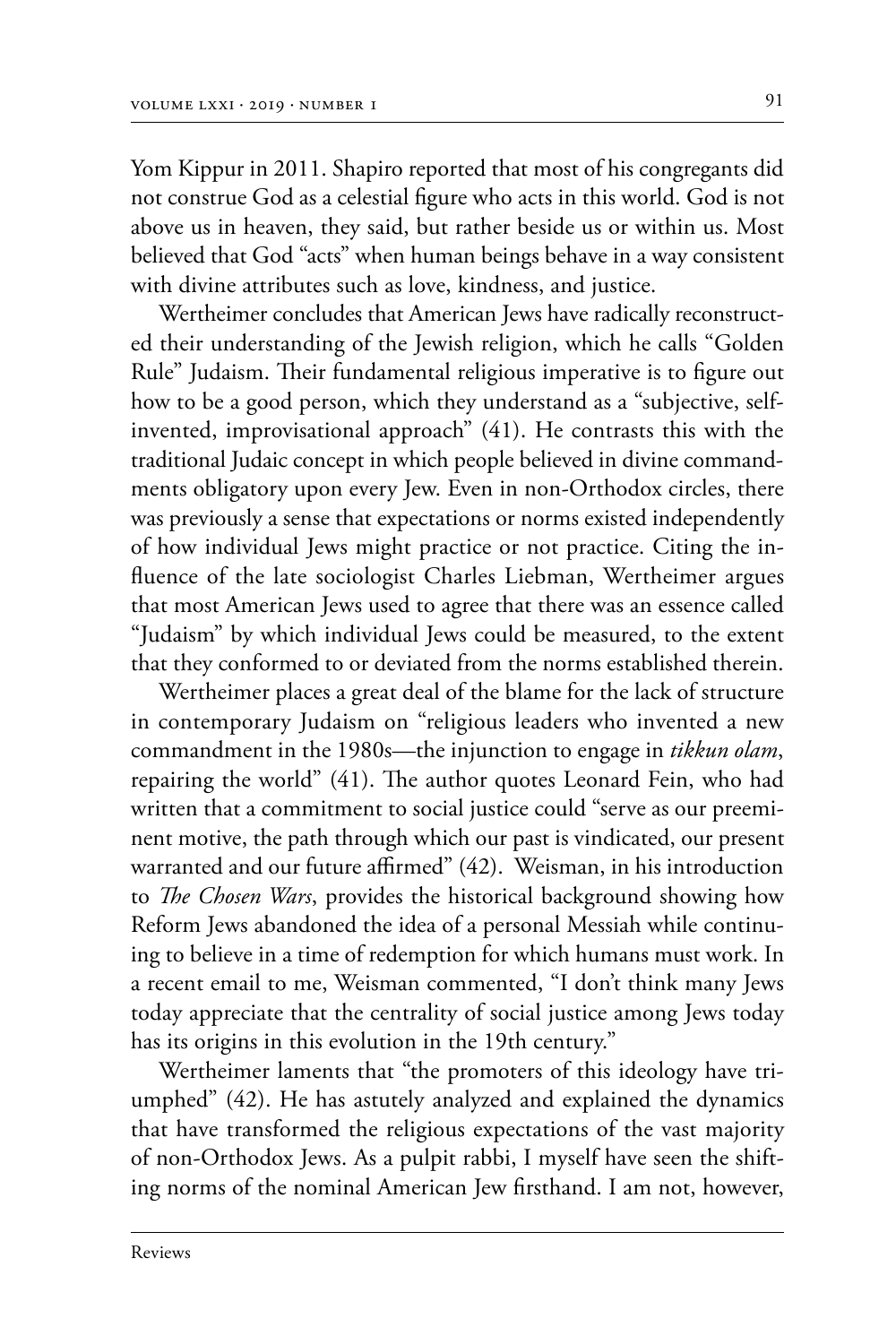Yom Kippur in 2011. Shapiro reported that most of his congregants did not construe God as a celestial figure who acts in this world. God is not above us in heaven, they said, but rather beside us or within us. Most believed that God "acts" when human beings behave in a way consistent with divine attributes such as love, kindness, and justice.

Wertheimer concludes that American Jews have radically reconstructed their understanding of the Jewish religion, which he calls "Golden Rule" Judaism. Their fundamental religious imperative is to figure out how to be a good person, which they understand as a "subjective, self-invented, improvisational approach" (41). He contrasts this with the traditional Judaic concept in which people believed in divine commandments obligatory upon every Jew. Even in non-Orthodox circles, there was previously a sense that expectations or norms existed independently of how individual Jews might practice or not practice. Citing the influence of the late sociologist Charles Liebman, Wertheimer argues that most American Jews used to agree that there was an essence called "Judaism" by which individual Jews could be measured, to the extent that they conformed to or deviated from the norms established therein.

Wertheimer places a great deal of the blame for the lack of structure in contemporary Judaism on "religious leaders who invented a new commandment in the 1980s—the injunction to engage in *tikkun olam*, repairing the world" (41). The author quotes Leonard Fein, who had written that a commitment to social justice could "serve as our preeminent motive, the path through which our past is vindicated, our present warranted and our future affirmed" (42). Weisman, in his introduction to *The Chosen Wars*, provides the historical background showing how Reform Jews abandoned the idea of a personal Messiah while continuing to believe in a time of redemption for which humans must work. In a recent email to me, Weisman commented, "I don't think many Jews today appreciate that the centrality of social justice among Jews today has its origins in this evolution in the 19th century."

Wertheimer laments that "the promoters of this ideology have triumphed" (42). He has astutely analyzed and explained the dynamics that have transformed the religious expectations of the vast majority of non-Orthodox Jews. As a pulpit rabbi, I myself have seen the shifting norms of the nominal American Jew firsthand. I am not, however,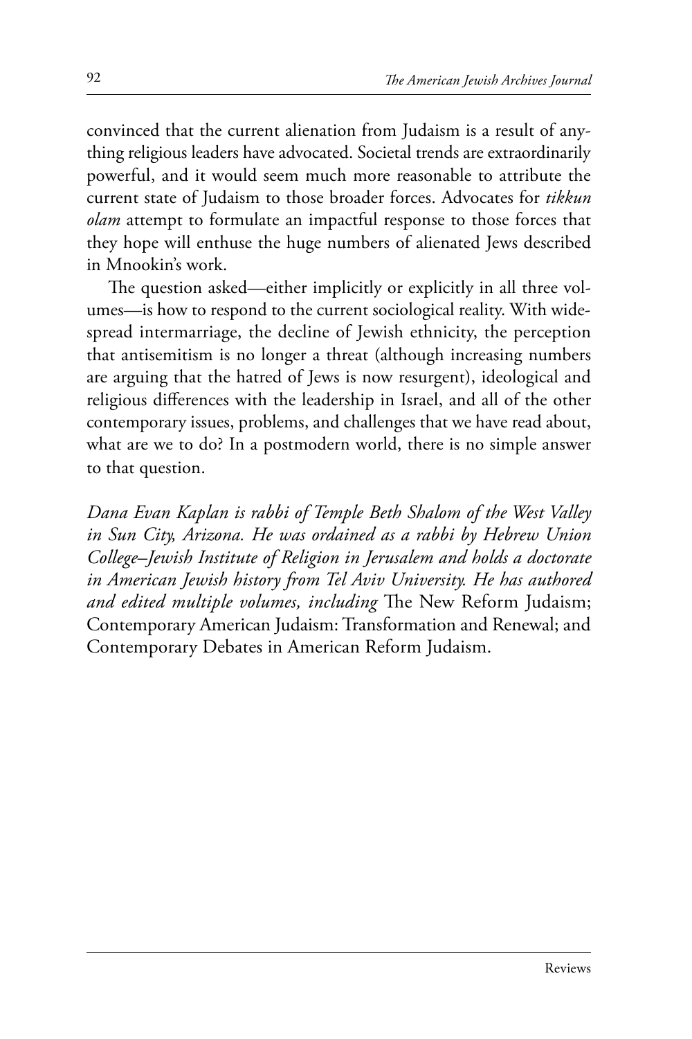convinced that the current alienation from Judaism is a result of anything religious leaders have advocated. Societal trends are extraordinarily powerful, and it would seem much more reasonable to attribute the current state of Judaism to those broader forces. Advocates for *tikkun olam* attempt to formulate an impactful response to those forces that they hope will enthuse the huge numbers of alienated Jews described in Mnookin's work.

The question asked—either implicitly or explicitly in all three volumes—is how to respond to the current sociological reality. With widespread intermarriage, the decline of Jewish ethnicity, the perception that antisemitism is no longer a threat (although increasing numbers are arguing that the hatred of Jews is now resurgent), ideological and religious differences with the leadership in Israel, and all of the other contemporary issues, problems, and challenges that we have read about, what are we to do? In a postmodern world, there is no simple answer to that question.

*Dana Evan Kaplan is rabbi of Temple Beth Shalom of the West Valley in Sun City, Arizona. He was ordained as a rabbi by Hebrew Union College–Jewish Institute of Religion in Jerusalem and holds a doctorate in American Jewish history from Tel Aviv University. He has authored and edited multiple volumes, including* The New Reform Judaism; Contemporary American Judaism: Transformation and Renewal; and Contemporary Debates in American Reform Judaism.